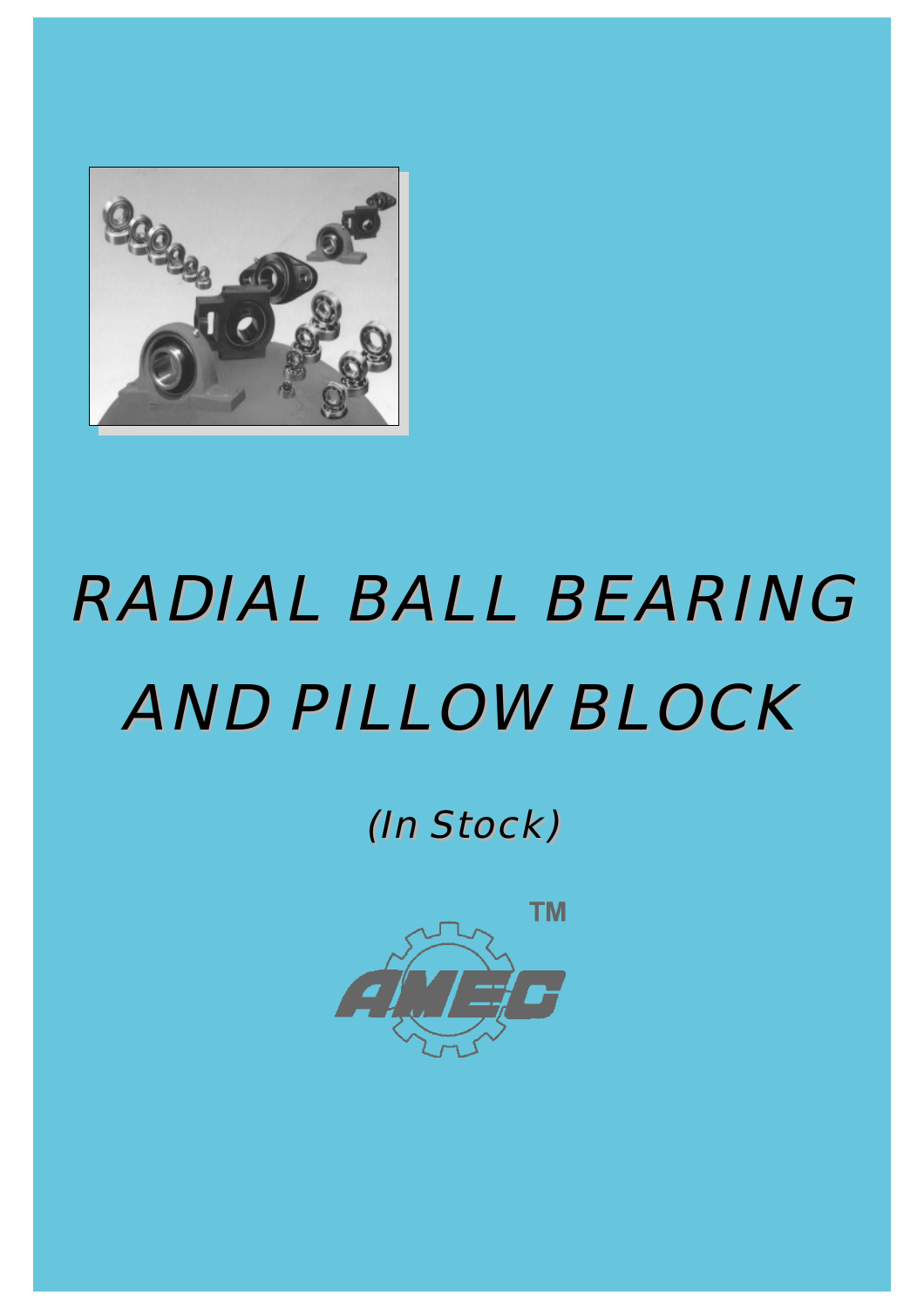# RADIAL BALL BEARING AND PILLOW BLOCK

(In Stock)

AMEC™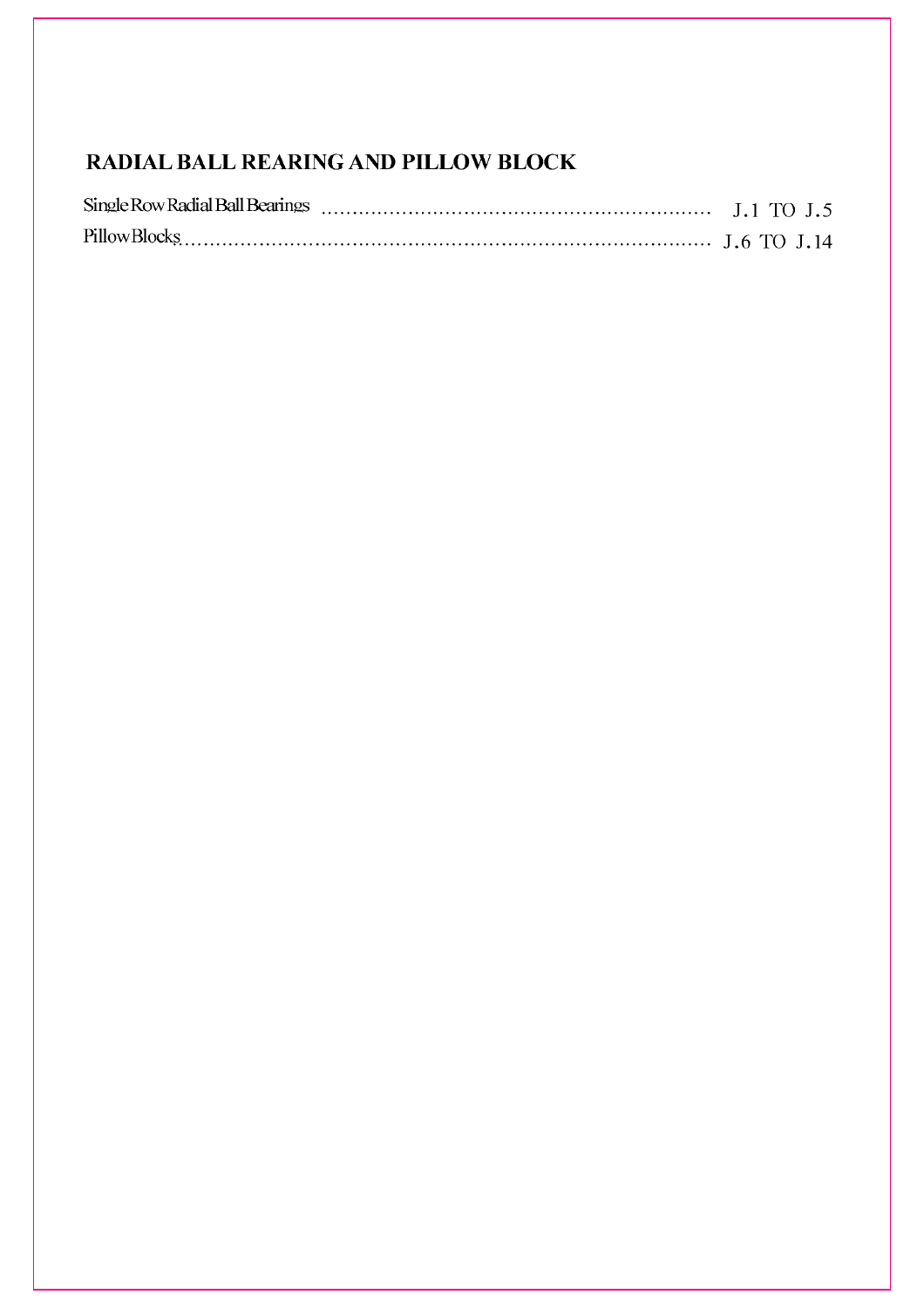## RADIAL BALL REARING AND PILLOW BLOCK

Single Row Radial Ball Bearings ................................................................ J.1 TO J.5

Pillow Blocks...................................................................................... J.6 TO J.14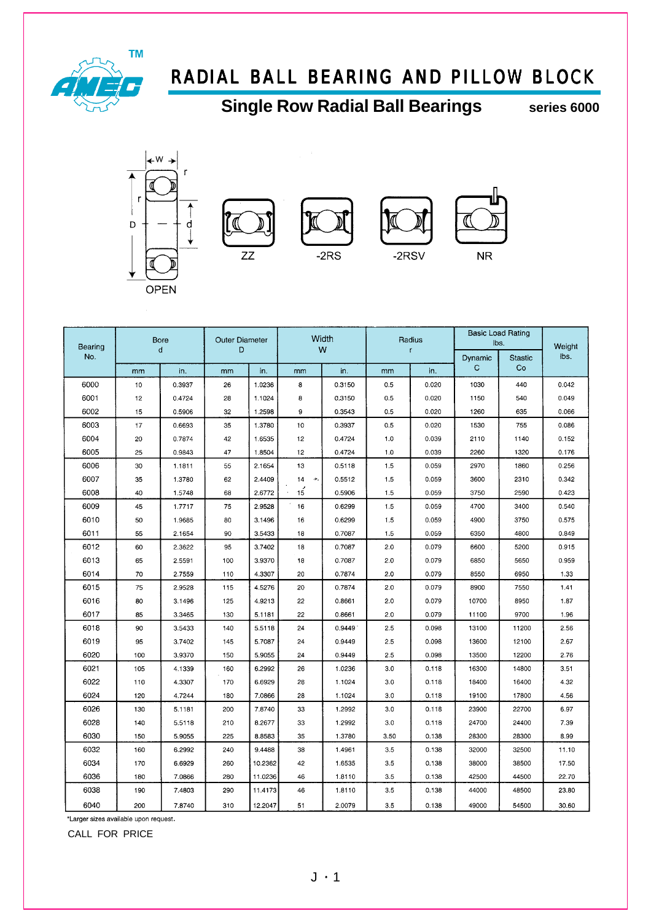# RADIAL BALL BEARING AND PILLOW BLOCK

## Single Row Radial Ball Bearings

**series 6000**

OPEN ZZ -2RS -2RSV NR

| Bearing No. | Bore d | | Outer Diameter D | | Width W | | Radius r | | Basic Load Rating lbs. | | Weight lbs. |
|---|---|---|---|---|---|---|---|---|---|---|---|
| | mm | in. | mm | in. | mm | in. | mm | in. | Dynamic C | Stastic Co | |
| 6000 | 10 | 0.3937 | 26 | 1.0236 | 8 | 0.3150 | 0.5 | 0.020 | 1030 | 440 | 0.042 |
| 6001 | 12 | 0.4724 | 28 | 1.1024 | 8 | 0.3150 | 0.5 | 0.020 | 1150 | 540 | 0.049 |
| 6002 | 15 | 0.5906 | 32 | 1.2598 | 9 | 0.3543 | 0.5 | 0.020 | 1260 | 635 | 0.066 |
| 6003 | 17 | 0.6693 | 35 | 1.3780 | 10 | 0.3937 | 0.5 | 0.020 | 1530 | 755 | 0.086 |
| 6004 | 20 | 0.7874 | 42 | 1.6535 | 12 | 0.4724 | 1.0 | 0.039 | 2110 | 1140 | 0.152 |
| 6005 | 25 | 0.9843 | 47 | 1.8504 | 12 | 0.4724 | 1.0 | 0.039 | 2260 | 1320 | 0.176 |
| 6006 | 30 | 1.1811 | 55 | 2.1654 | 13 | 0.5118 | 1.5 | 0.059 | 2970 | 1860 | 0.256 |
| 6007 | 35 | 1.3780 | 62 | 2.4409 | 14 | 0.5512 | 1.5 | 0.059 | 3600 | 2310 | 0.342 |
| 6008 | 40 | 1.5748 | 68 | 2.6772 | 15 | 0.5906 | 1.5 | 0.059 | 3750 | 2590 | 0.423 |
| 6009 | 45 | 1.7717 | 75 | 2.9528 | 16 | 0.6299 | 1.5 | 0.059 | 4700 | 3400 | 0.540 |
| 6010 | 50 | 1.9685 | 80 | 3.1496 | 16 | 0.6299 | 1.5 | 0.059 | 4900 | 3750 | 0.575 |
| 6011 | 55 | 2.1654 | 90 | 3.5433 | 18 | 0.7087 | 1.5 | 0.059 | 6350 | 4800 | 0.849 |
| 6012 | 60 | 2.3622 | 95 | 3.7402 | 18 | 0.7087 | 2.0 | 0.079 | 6600 | 5200 | 0.915 |
| 6013 | 65 | 2.5591 | 100 | 3.9370 | 18 | 0.7087 | 2.0 | 0.079 | 6850 | 5650 | 0.959 |
| 6014 | 70 | 2.7559 | 110 | 4.3307 | 20 | 0.7874 | 2.0 | 0.079 | 8550 | 6950 | 1.33 |
| 6015 | 75 | 2.9528 | 115 | 4.5276 | 20 | 0.7874 | 2.0 | 0.079 | 8900 | 7550 | 1.41 |
| 6016 | 80 | 3.1496 | 125 | 4.9213 | 22 | 0.8661 | 2.0 | 0.079 | 10700 | 8950 | 1.87 |
| 6017 | 85 | 3.3465 | 130 | 5.1181 | 22 | 0.8661 | 2.0 | 0.079 | 11100 | 9700 | 1.96 |
| 6018 | 90 | 3.5433 | 140 | 5.5118 | 24 | 0.9449 | 2.5 | 0.098 | 13100 | 11200 | 2.56 |
| 6019 | 95 | 3.7402 | 145 | 5.7087 | 24 | 0.9449 | 2.5 | 0.098 | 13600 | 12100 | 2.67 |
| 6020 | 100 | 3.9370 | 150 | 5.9055 | 24 | 0.9449 | 2.5 | 0.098 | 13500 | 12200 | 2.76 |
| 6021 | 105 | 4.1339 | 160 | 6.2992 | 26 | 1.0236 | 3.0 | 0.118 | 16300 | 14800 | 3.51 |
| 6022 | 110 | 4.3307 | 170 | 6.6929 | 28 | 1.1024 | 3.0 | 0.118 | 18400 | 16400 | 4.32 |
| 6024 | 120 | 4.7244 | 180 | 7.0866 | 28 | 1.1024 | 3.0 | 0.118 | 19100 | 17800 | 4.56 |
| 6026 | 130 | 5.1181 | 200 | 7.8740 | 33 | 1.2992 | 3.0 | 0.118 | 23900 | 22700 | 6.97 |
| 6028 | 140 | 5.5118 | 210 | 8.2677 | 33 | 1.2992 | 3.0 | 0.118 | 24700 | 24400 | 7.39 |
| 6030 | 150 | 5.9055 | 225 | 8.8583 | 35 | 1.3780 | 3.50 | 0.138 | 28300 | 28300 | 8.99 |
| 6032 | 160 | 6.2992 | 240 | 9.4488 | 38 | 1.4961 | 3.5 | 0.138 | 32000 | 32500 | 11.10 |
| 6034 | 170 | 6.6929 | 260 | 10.2362 | 42 | 1.6535 | 3.5 | 0.138 | 38000 | 38500 | 17.50 |
| 6036 | 180 | 7.0866 | 280 | 11.0236 | 46 | 1.8110 | 3.5 | 0.138 | 42500 | 44500 | 22.70 |
| 6038 | 190 | 7.4803 | 290 | 11.4173 | 46 | 1.8110 | 3.5 | 0.138 | 44000 | 48500 | 23.80 |
| 6040 | 200 | 7.8740 | 310 | 12.2047 | 51 | 2.0079 | 3.5 | 0.138 | 49000 | 54500 | 30.60 |

*Larger sizes available upon request.

CALL FOR PRICE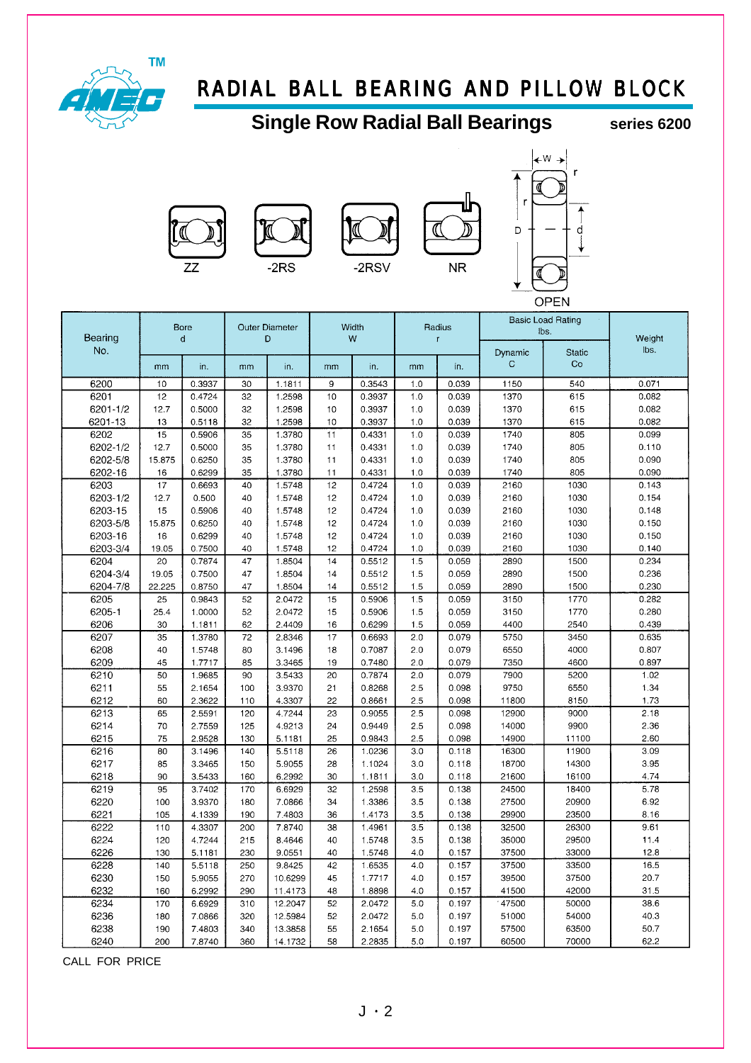# RADIAL BALL BEARING AND PILLOW BLOCK

## Single Row Radial Ball Bearings

**series 6200**

ZZ  -2RS  -2RSV  NR  OPEN

| Bearing No. | Bore d | | Outer Diameter D | | Width W | | Radius r | | Basic Load Rating lbs. | | Weight lbs. |
|---|---|---|---|---|---|---|---|---|---|---|---|
| | mm | in. | mm | in. | mm | in. | mm | in. | Dynamic C | Static Co | |
| 6200 | 10 | 0.3937 | 30 | 1.1811 | 9 | 0.3543 | 1.0 | 0.039 | 1150 | 540 | 0.071 |
| 6201 | 12 | 0.4724 | 32 | 1.2598 | 10 | 0.3937 | 1.0 | 0.039 | 1370 | 615 | 0.082 |
| 6201-1/2 | 12.7 | 0.5000 | 32 | 1.2598 | 10 | 0.3937 | 1.0 | 0.039 | 1370 | 615 | 0.082 |
| 6201-13 | 13 | 0.5118 | 32 | 1.2598 | 10 | 0.3937 | 1.0 | 0.039 | 1370 | 615 | 0.082 |
| 6202 | 15 | 0.5906 | 35 | 1.3780 | 11 | 0.4331 | 1.0 | 0.039 | 1740 | 805 | 0.099 |
| 6202-1/2 | 12.7 | 0.5000 | 35 | 1.3780 | 11 | 0.4331 | 1.0 | 0.039 | 1740 | 805 | 0.110 |
| 6202-5/8 | 15.875 | 0.6250 | 35 | 1.3780 | 11 | 0.4331 | 1.0 | 0.039 | 1740 | 805 | 0.090 |
| 6202-16 | 16 | 0.6299 | 35 | 1.3780 | 11 | 0.4331 | 1.0 | 0.039 | 1740 | 805 | 0.090 |
| 6203 | 17 | 0.6693 | 40 | 1.5748 | 12 | 0.4724 | 1.0 | 0.039 | 2160 | 1030 | 0.143 |
| 6203-1/2 | 12.7 | 0.500 | 40 | 1.5748 | 12 | 0.4724 | 1.0 | 0.039 | 2160 | 1030 | 0.154 |
| 6203-15 | 15 | 0.5906 | 40 | 1.5748 | 12 | 0.4724 | 1.0 | 0.039 | 2160 | 1030 | 0.148 |
| 6203-5/8 | 15.875 | 0.6250 | 40 | 1.5748 | 12 | 0.4724 | 1.0 | 0.039 | 2160 | 1030 | 0.150 |
| 6203-16 | 16 | 0.6299 | 40 | 1.5748 | 12 | 0.4724 | 1.0 | 0.039 | 2160 | 1030 | 0.150 |
| 6203-3/4 | 19.05 | 0.7500 | 40 | 1.5748 | 12 | 0.4724 | 1.0 | 0.039 | 2160 | 1030 | 0.140 |
| 6204 | 20 | 0.7874 | 47 | 1.8504 | 14 | 0.5512 | 1.5 | 0.059 | 2890 | 1500 | 0.234 |
| 6204-3/4 | 19.05 | 0.7500 | 47 | 1.8504 | 14 | 0.5512 | 1.5 | 0.059 | 2890 | 1500 | 0.236 |
| 6204-7/8 | 22.225 | 0.8750 | 47 | 1.8504 | 14 | 0.5512 | 1.5 | 0.059 | 2890 | 1500 | 0.230 |
| 6205 | 25 | 0.9843 | 52 | 2.0472 | 15 | 0.5906 | 1.5 | 0.059 | 3150 | 1770 | 0.282 |
| 6205-1 | 25.4 | 1.0000 | 52 | 2.0472 | 15 | 0.5906 | 1.5 | 0.059 | 3150 | 1770 | 0.280 |
| 6206 | 30 | 1.1811 | 62 | 2.4409 | 16 | 0.6299 | 1.5 | 0.059 | 4400 | 2540 | 0.439 |
| 6207 | 35 | 1.3780 | 72 | 2.8346 | 17 | 0.6693 | 2.0 | 0.079 | 5750 | 3450 | 0.635 |
| 6208 | 40 | 1.5748 | 80 | 3.1496 | 18 | 0.7087 | 2.0 | 0.079 | 6550 | 4000 | 0.807 |
| 6209 | 45 | 1.7717 | 85 | 3.3465 | 19 | 0.7480 | 2.0 | 0.079 | 7350 | 4600 | 0.897 |
| 6210 | 50 | 1.9685 | 90 | 3.5433 | 20 | 0.7874 | 2.0 | 0.079 | 7900 | 5200 | 1.02 |
| 6211 | 55 | 2.1654 | 100 | 3.9370 | 21 | 0.8268 | 2.5 | 0.098 | 9750 | 6550 | 1.34 |
| 6212 | 60 | 2.3622 | 110 | 4.3307 | 22 | 0.8661 | 2.5 | 0.098 | 11800 | 8150 | 1.73 |
| 6213 | 65 | 2.5591 | 120 | 4.7244 | 23 | 0.9055 | 2.5 | 0.098 | 12900 | 9000 | 2.18 |
| 6214 | 70 | 2.7559 | 125 | 4.9213 | 24 | 0.9449 | 2.5 | 0.098 | 14000 | 9900 | 2.36 |
| 6215 | 75 | 2.9528 | 130 | 5.1181 | 25 | 0.9843 | 2.5 | 0.098 | 14900 | 11100 | 2.60 |
| 6216 | 80 | 3.1496 | 140 | 5.5118 | 26 | 1.0236 | 3.0 | 0.118 | 16300 | 11900 | 3.09 |
| 6217 | 85 | 3.3465 | 150 | 5.9055 | 28 | 1.1024 | 3.0 | 0.118 | 18700 | 14300 | 3.95 |
| 6218 | 90 | 3.5433 | 160 | 6.2992 | 30 | 1.1811 | 3.0 | 0.118 | 21600 | 16100 | 4.74 |
| 6219 | 95 | 3.7402 | 170 | 6.6929 | 32 | 1.2598 | 3.5 | 0.138 | 24500 | 18400 | 5.78 |
| 6220 | 100 | 3.9370 | 180 | 7.0866 | 34 | 1.3386 | 3.5 | 0.138 | 27500 | 20900 | 6.92 |
| 6221 | 105 | 4.1339 | 190 | 7.4803 | 36 | 1.4173 | 3.5 | 0.138 | 29900 | 23500 | 8.16 |
| 6222 | 110 | 4.3307 | 200 | 7.8740 | 38 | 1.4961 | 3.5 | 0.138 | 32500 | 26300 | 9.61 |
| 6224 | 120 | 4.7244 | 215 | 8.4646 | 40 | 1.5748 | 3.5 | 0.138 | 35000 | 29500 | 11.4 |
| 6226 | 130 | 5.1181 | 230 | 9.0551 | 40 | 1.5748 | 4.0 | 0.157 | 37500 | 33000 | 12.8 |
| 6228 | 140 | 5.5118 | 250 | 9.8425 | 42 | 1.6535 | 4.0 | 0.157 | 37500 | 33500 | 16.5 |
| 6230 | 150 | 5.9055 | 270 | 10.6299 | 45 | 1.7717 | 4.0 | 0.157 | 39500 | 37500 | 20.7 |
| 6232 | 160 | 6.2992 | 290 | 11.4173 | 48 | 1.8898 | 4.0 | 0.157 | 41500 | 42000 | 31.5 |
| 6234 | 170 | 6.6929 | 310 | 12.2047 | 52 | 2.0472 | 5.0 | 0.197 | 47500 | 50000 | 38.6 |
| 6236 | 180 | 7.0866 | 320 | 12.5984 | 52 | 2.0472 | 5.0 | 0.197 | 51000 | 54000 | 40.3 |
| 6238 | 190 | 7.4803 | 340 | 13.3858 | 55 | 2.1654 | 5.0 | 0.197 | 57500 | 63500 | 50.7 |
| 6240 | 200 | 7.8740 | 360 | 14.1732 | 58 | 2.2835 | 5.0 | 0.197 | 60500 | 70000 | 62.2 |

CALL FOR PRICE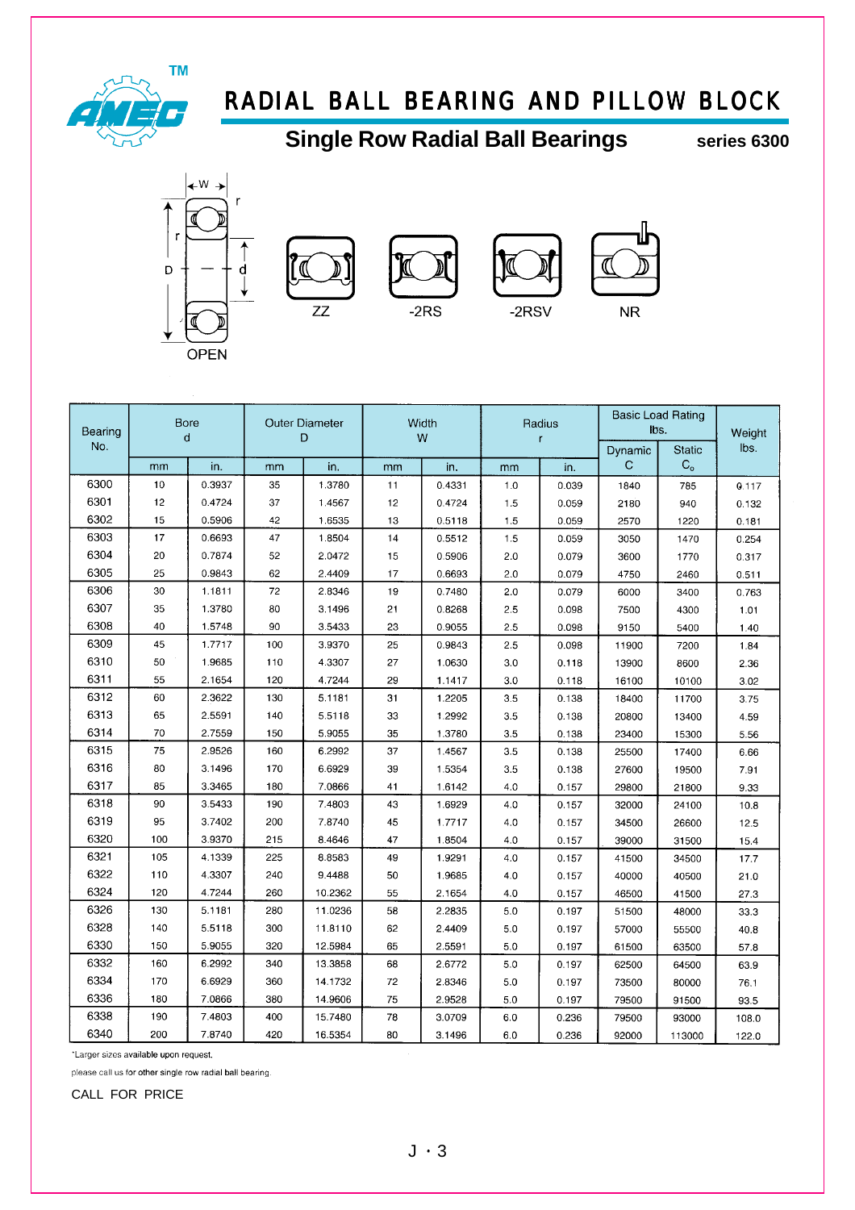# RADIAL BALL BEARING AND PILLOW BLOCK

## Single Row Radial Ball Bearings

**series 6300**

OPEN  ZZ  -2RS  -2RSV  NR

| Bearing No. | Bore d | | Outer Diameter D | | Width W | | Radius r | | Basic Load Rating lbs. | | Weight lbs. |
|---|---|---|---|---|---|---|---|---|---|---|---|
| | mm | in. | mm | in. | mm | in. | mm | in. | Dynamic C | Static $C_o$ | |
| 6300 | 10 | 0.3937 | 35 | 1.3780 | 11 | 0.4331 | 1.0 | 0.039 | 1840 | 785 | 0.117 |
| 6301 | 12 | 0.4724 | 37 | 1.4567 | 12 | 0.4724 | 1.5 | 0.059 | 2180 | 940 | 0.132 |
| 6302 | 15 | 0.5906 | 42 | 1.6535 | 13 | 0.5118 | 1.5 | 0.059 | 2570 | 1220 | 0.181 |
| 6303 | 17 | 0.6693 | 47 | 1.8504 | 14 | 0.5512 | 1.5 | 0.059 | 3050 | 1470 | 0.254 |
| 6304 | 20 | 0.7874 | 52 | 2.0472 | 15 | 0.5906 | 2.0 | 0.079 | 3600 | 1770 | 0.317 |
| 6305 | 25 | 0.9843 | 62 | 2.4409 | 17 | 0.6693 | 2.0 | 0.079 | 4750 | 2460 | 0.511 |
| 6306 | 30 | 1.1811 | 72 | 2.8346 | 19 | 0.7480 | 2.0 | 0.079 | 6000 | 3400 | 0.763 |
| 6307 | 35 | 1.3780 | 80 | 3.1496 | 21 | 0.8268 | 2.5 | 0.098 | 7500 | 4300 | 1.01 |
| 6308 | 40 | 1.5748 | 90 | 3.5433 | 23 | 0.9055 | 2.5 | 0.098 | 9150 | 5400 | 1.40 |
| 6309 | 45 | 1.7717 | 100 | 3.9370 | 25 | 0.9843 | 2.5 | 0.098 | 11900 | 7200 | 1.84 |
| 6310 | 50 | 1.9685 | 110 | 4.3307 | 27 | 1.0630 | 3.0 | 0.118 | 13900 | 8600 | 2.36 |
| 6311 | 55 | 2.1654 | 120 | 4.7244 | 29 | 1.1417 | 3.0 | 0.118 | 16100 | 10100 | 3.02 |
| 6312 | 60 | 2.3622 | 130 | 5.1181 | 31 | 1.2205 | 3.5 | 0.138 | 18400 | 11700 | 3.75 |
| 6313 | 65 | 2.5591 | 140 | 5.5118 | 33 | 1.2992 | 3.5 | 0.138 | 20800 | 13400 | 4.59 |
| 6314 | 70 | 2.7559 | 150 | 5.9055 | 35 | 1.3780 | 3.5 | 0.138 | 23400 | 15300 | 5.56 |
| 6315 | 75 | 2.9526 | 160 | 6.2992 | 37 | 1.4567 | 3.5 | 0.138 | 25500 | 17400 | 6.66 |
| 6316 | 80 | 3.1496 | 170 | 6.6929 | 39 | 1.5354 | 3.5 | 0.138 | 27600 | 19500 | 7.91 |
| 6317 | 85 | 3.3465 | 180 | 7.0866 | 41 | 1.6142 | 4.0 | 0.157 | 29800 | 21800 | 9.33 |
| 6318 | 90 | 3.5433 | 190 | 7.4803 | 43 | 1.6929 | 4.0 | 0.157 | 32000 | 24100 | 10.8 |
| 6319 | 95 | 3.7402 | 200 | 7.8740 | 45 | 1.7717 | 4.0 | 0.157 | 34500 | 26600 | 12.5 |
| 6320 | 100 | 3.9370 | 215 | 8.4646 | 47 | 1.8504 | 4.0 | 0.157 | 39000 | 31500 | 15.4 |
| 6321 | 105 | 4.1339 | 225 | 8.8583 | 49 | 1.9291 | 4.0 | 0.157 | 41500 | 34500 | 17.7 |
| 6322 | 110 | 4.3307 | 240 | 9.4488 | 50 | 1.9685 | 4.0 | 0.157 | 40000 | 40500 | 21.0 |
| 6324 | 120 | 4.7244 | 260 | 10.2362 | 55 | 2.1654 | 4.0 | 0.157 | 46500 | 41500 | 27.3 |
| 6326 | 130 | 5.1181 | 280 | 11.0236 | 58 | 2.2835 | 5.0 | 0.197 | 51500 | 48000 | 33.3 |
| 6328 | 140 | 5.5118 | 300 | 11.8110 | 62 | 2.4409 | 5.0 | 0.197 | 57000 | 55500 | 40.8 |
| 6330 | 150 | 5.9055 | 320 | 12.5984 | 65 | 2.5591 | 5.0 | 0.197 | 61500 | 63500 | 57.8 |
| 6332 | 160 | 6.2992 | 340 | 13.3858 | 68 | 2.6772 | 5.0 | 0.197 | 62500 | 64500 | 63.9 |
| 6334 | 170 | 6.6929 | 360 | 14.1732 | 72 | 2.8346 | 5.0 | 0.197 | 73500 | 80000 | 76.1 |
| 6336 | 180 | 7.0866 | 380 | 14.9606 | 75 | 2.9528 | 5.0 | 0.197 | 79500 | 91500 | 93.5 |
| 6338 | 190 | 7.4803 | 400 | 15.7480 | 78 | 3.0709 | 6.0 | 0.236 | 79500 | 93000 | 108.0 |
| 6340 | 200 | 7.8740 | 420 | 16.5354 | 80 | 3.1496 | 6.0 | 0.236 | 92000 | 113000 | 122.0 |

*Larger sizes available upon request.

please call us for other single row radial ball bearing.

CALL FOR PRICE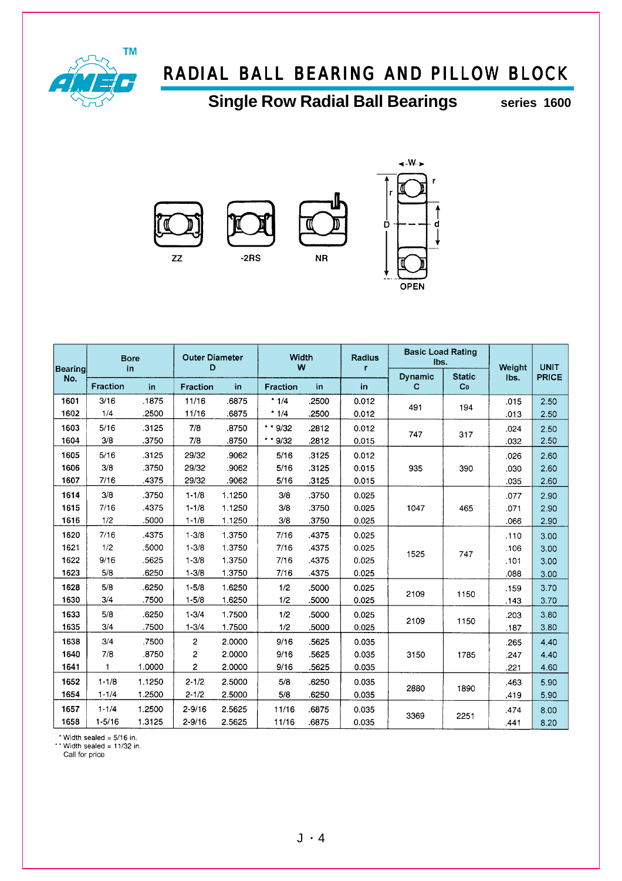# RADIAL BALL BEARING AND PILLOW BLOCK

## Single Row Radial Ball Bearings

**series 1600**

ZZ    -2RS    NR    OPEN

| Bearing No. | Bore in | | Outer Diameter D | | Width W | | Radius r | Basic Load Rating lbs. | | Weight lbs. | UNIT PRICE |
|---|---|---|---|---|---|---|---|---|---|---|---|
| | Fraction | in | Fraction | in | Fraction | in | in | Dynamic C | Static Co | | |
| 1601 | 3/16 | .1875 | 11/16 | .6875 | * 1/4 | .2500 | 0.012 | 491 | 194 | .015 | 2.50 |
| 1602 | 1/4 | .2500 | 11/16 | .6875 | * 1/4 | .2500 | 0.012 | | | .013 | 2.50 |
| 1603 | 5/16 | .3125 | 7/8 | .8750 | * * 9/32 | .2812 | 0.012 | 747 | 317 | .024 | 2.50 |
| 1604 | 3/8 | .3750 | 7/8 | .8750 | * * 9/32 | .2812 | 0.015 | | | .032 | 2.50 |
| 1605 | 5/16 | .3125 | 29/32 | .9062 | 5/16 | .3125 | 0.012 | 935 | 390 | .026 | 2.60 |
| 1606 | 3/8 | .3750 | 29/32 | .9062 | 5/16 | .3125 | 0.015 | | | .030 | 2.60 |
| 1607 | 7/16 | .4375 | 29/32 | .9062 | 5/16 | .3125 | 0.015 | | | .035 | 2.60 |
| 1614 | 3/8 | .3750 | 1-1/8 | 1.1250 | 3/8 | .3750 | 0.025 | 1047 | 465 | .077 | 2.90 |
| 1615 | 7/16 | .4375 | 1-1/8 | 1.1250 | 3/8 | .3750 | 0.025 | | | .071 | 2.90 |
| 1616 | 1/2 | .5000 | 1-1/8 | 1.1250 | 3/8 | .3750 | 0.025 | | | .066 | 2.90 |
| 1620 | 7/16 | .4375 | 1-3/8 | 1.3750 | 7/16 | .4375 | 0.025 | 1525 | 747 | .110 | 3.00 |
| 1621 | 1/2 | .5000 | 1-3/8 | 1.3750 | 7/16 | .4375 | 0.025 | | | .106 | 3.00 |
| 1622 | 9/16 | .5625 | 1-3/8 | 1.3750 | 7/16 | .4375 | 0.025 | | | .101 | 3.00 |
| 1623 | 5/8 | .6250 | 1-3/8 | 1.3750 | 7/16 | .4375 | 0.025 | | | .088 | 3.00 |
| 1628 | 5/8 | .6250 | 1-5/8 | 1.6250 | 1/2 | .5000 | 0.025 | 2109 | 1150 | .159 | 3.70 |
| 1630 | 3/4 | .7500 | 1-5/8 | 1.6250 | 1/2 | .5000 | 0.025 | | | .143 | 3.70 |
| 1633 | 5/8 | .6250 | 1-3/4 | 1.7500 | 1/2 | .5000 | 0.025 | 2109 | 1150 | .203 | 3.80 |
| 1635 | 3/4 | .7500 | 1-3/4 | 1.7500 | 1/2 | .5000 | 0.025 | | | .187 | 3.80 |
| 1638 | 3/4 | .7500 | 2 | 2.0000 | 9/16 | .5625 | 0.035 | 3150 | 1785 | .265 | 4.40 |
| 1640 | 7/8 | .8750 | 2 | 2.0000 | 9/16 | .5625 | 0.035 | | | .247 | 4.40 |
| 1641 | 1 | 1.0000 | 2 | 2.0000 | 9/16 | .5625 | 0.035 | | | .221 | 4.60 |
| 1652 | 1-1/8 | 1.1250 | 2-1/2 | 2.5000 | 5/8 | .6250 | 0.035 | 2880 | 1890 | .463 | 5.90 |
| 1654 | 1-1/4 | 1.2500 | 2-1/2 | 2.5000 | 5/8 | .6250 | 0.035 | | | .419 | 5.90 |
| 1657 | 1-1/4 | 1.2500 | 2-9/16 | 2.5625 | 11/16 | .6875 | 0.035 | 3369 | 2251 | .474 | 8.00 |
| 1658 | 1-5/16 | 1.3125 | 2-9/16 | 2.5625 | 11/16 | .6875 | 0.035 | | | .441 | 8.20 |

* Width sealed = 5/16 in.
** Width sealed = 11/32 in.
Call for price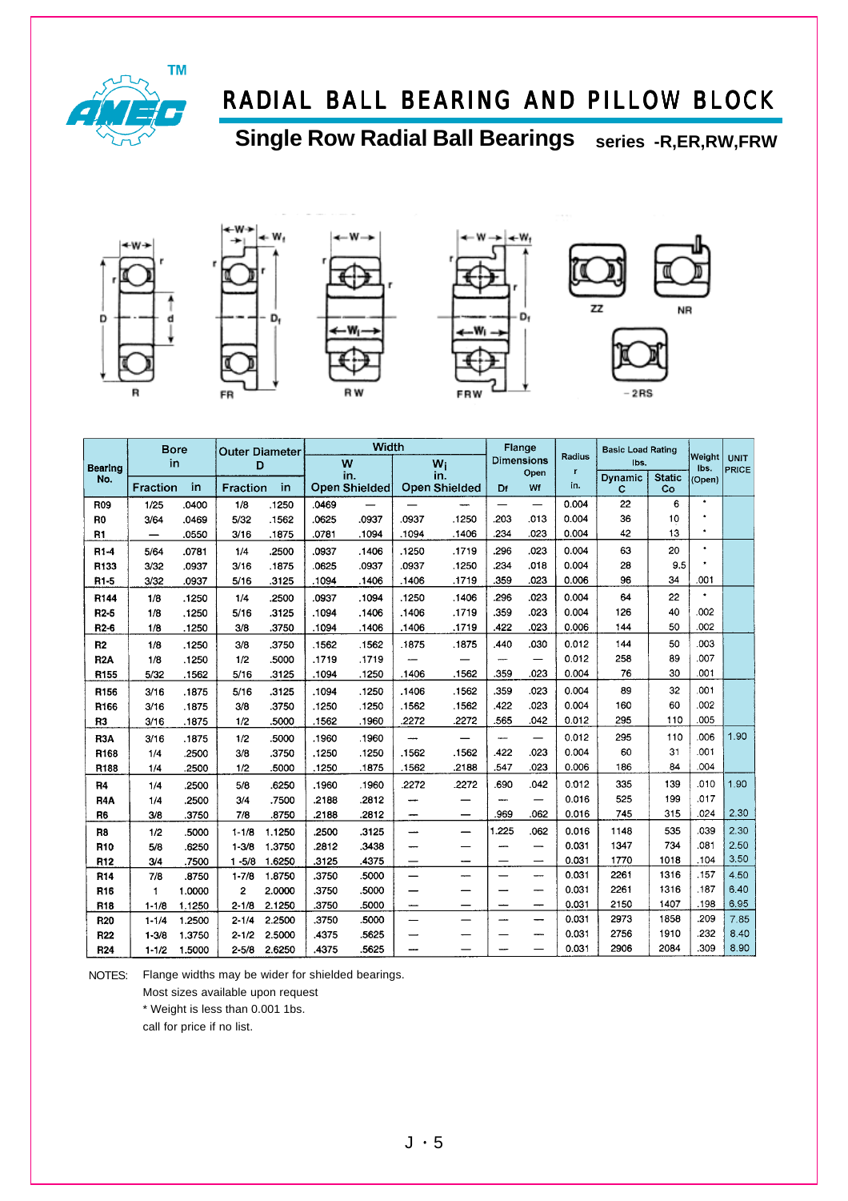# RADIAL BALL BEARING AND PILLOW BLOCK

## Single Row Radial Ball Bearings series -R,ER,RW,FRW

| Bearing No. | Bore in | | Outer Diameter D | | Width W in. | | Wi in. | | Flange Dimensions Open | | Radius r in. | Basic Load Rating lbs. | | Weight lbs. (Open) | UNIT PRICE |
|---|---|---|---|---|---|---|---|---|---|---|---|---|---|---|---|
| | Fraction | in | Fraction | in | Open | Shielded | Open | Shielded | Df | Wf | | Dynamic C | Static Co | | |
| R09 | 1/25 | .0400 | 1/8 | .1250 | .0469 | — | — | — | — | — | 0.004 | 22 | 6 | * | |
| R0 | 3/64 | .0469 | 5/32 | .1562 | .0625 | .0937 | .0937 | .1250 | .203 | .013 | 0.004 | 36 | 10 | * | |
| R1 | — | .0550 | 3/16 | .1875 | .0781 | .1094 | .1094 | .1406 | .234 | .023 | 0.004 | 42 | 13 | * | |
| R1-4 | 5/64 | .0781 | 1/4 | .2500 | .0937 | .1406 | .1250 | .1719 | .296 | .023 | 0.004 | 63 | 20 | * | |
| R133 | 3/32 | .0937 | 3/16 | .1875 | .0625 | .0937 | .0937 | .1250 | .234 | .018 | 0.004 | 28 | 9.5 | * | |
| R1-5 | 3/32 | .0937 | 5/16 | .3125 | .1094 | .1406 | .1406 | .1719 | .359 | .023 | 0.006 | 96 | 34 | .001 | |
| R144 | 1/8 | .1250 | 1/4 | .2500 | .0937 | .1094 | .1250 | .1406 | .296 | .023 | 0.004 | 64 | 22 | * | |
| R2-5 | 1/8 | .1250 | 5/16 | .3125 | .1094 | .1406 | .1406 | .1719 | .359 | .023 | 0.004 | 126 | 40 | .002 | |
| R2-6 | 1/8 | .1250 | 3/8 | .3750 | .1094 | .1406 | .1406 | .1719 | .422 | .023 | 0.006 | 144 | 50 | .002 | |
| R2 | 1/8 | .1250 | 3/8 | .3750 | .1562 | .1562 | .1875 | .1875 | .440 | .030 | 0.012 | 144 | 50 | .003 | |
| R2A | 1/8 | .1250 | 1/2 | .5000 | .1719 | .1719 | — | — | — | — | 0.012 | 258 | 89 | .007 | |
| R155 | 5/32 | .1562 | 5/16 | .3125 | .1094 | .1250 | .1406 | .1562 | .359 | .023 | 0.004 | 76 | 30 | .001 | |
| R156 | 3/16 | .1875 | 5/16 | .3125 | .1094 | .1250 | .1406 | .1562 | .359 | .023 | 0.004 | 89 | 32 | .001 | |
| R166 | 3/16 | .1875 | 3/8 | .3750 | .1250 | .1250 | .1562 | .1562 | .422 | .023 | 0.004 | 160 | 60 | .002 | |
| R3 | 3/16 | .1875 | 1/2 | .5000 | .1562 | .1960 | .2272 | .2272 | .565 | .042 | 0.012 | 295 | 110 | .005 | |
| R3A | 3/16 | .1875 | 1/2 | .5000 | .1960 | .1960 | — | — | — | — | 0.012 | 295 | 110 | .006 | 1.90 |
| R168 | 1/4 | .2500 | 3/8 | .3750 | .1250 | .1250 | .1562 | .1562 | .422 | .023 | 0.004 | 60 | 31 | .001 | |
| R188 | 1/4 | .2500 | 1/2 | .5000 | .1250 | .1875 | .1562 | .2188 | .547 | .023 | 0.006 | 186 | 84 | .004 | |
| R4 | 1/4 | .2500 | 5/8 | .6250 | .1960 | .1960 | .2272 | .2272 | .690 | .042 | 0.012 | 335 | 139 | .010 | 1.90 |
| R4A | 1/4 | .2500 | 3/4 | .7500 | .2188 | .2812 | — | — | — | — | 0.016 | 525 | 199 | .017 | |
| R6 | 3/8 | .3750 | 7/8 | .8750 | .2188 | .2812 | — | — | .969 | .062 | 0.016 | 745 | 315 | .024 | 2.30 |
| R8 | 1/2 | .5000 | 1-1/8 | 1.1250 | .2500 | .3125 | — | — | 1.225 | .062 | 0.016 | 1148 | 535 | .039 | 2.30 |
| R10 | 5/8 | .6250 | 1-3/8 | 1.3750 | .2812 | .3438 | — | — | — | — | 0.031 | 1347 | 734 | .081 | 2.50 |
| R12 | 3/4 | .7500 | 1-5/8 | 1.6250 | .3125 | .4375 | — | — | — | — | 0.031 | 1770 | 1018 | .104 | 3.50 |
| R14 | 7/8 | .8750 | 1-7/8 | 1.8750 | .3750 | .5000 | — | — | — | — | 0.031 | 2261 | 1316 | .157 | 4.50 |
| R16 | 1 | 1.0000 | 2 | 2.0000 | .3750 | .5000 | — | — | — | — | 0.031 | 2261 | 1316 | .187 | 6.40 |
| R18 | 1-1/8 | 1.1250 | 2-1/8 | 2.1250 | .3750 | .5000 | — | — | — | — | 0.031 | 2150 | 1407 | .198 | 6.95 |
| R20 | 1-1/4 | 1.2500 | 2-1/4 | 2.2500 | .3750 | .5000 | — | — | — | — | 0.031 | 2973 | 1858 | .209 | 7.85 |
| R22 | 1-3/8 | 1.3750 | 2-1/2 | 2.5000 | .4375 | .5625 | — | — | — | — | 0.031 | 2756 | 1910 | .232 | 8.40 |
| R24 | 1-1/2 | 1.5000 | 2-5/8 | 2.6250 | .4375 | .5625 | — | — | — | — | 0.031 | 2906 | 2084 | .309 | 8.90 |

NOTES: Flange widths may be wider for shielded bearings.
Most sizes available upon request
* Weight is less than 0.001 1bs.
call for price if no list.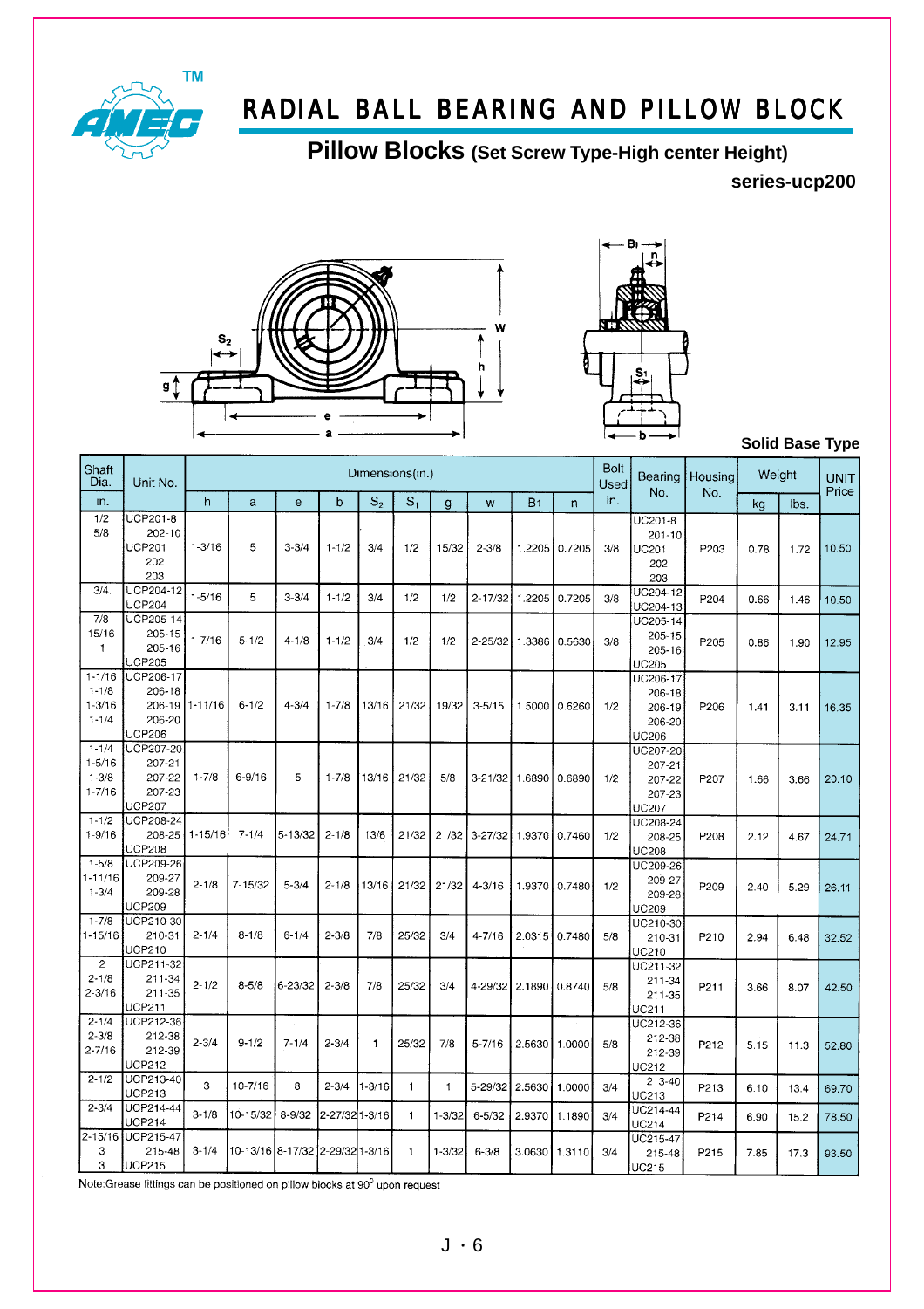# RADIAL BALL BEARING AND PILLOW BLOCK

## Pillow Blocks (Set Screw Type-High center Height)

**series-ucp200**

**Solid Base Type**

| Shaft Dia. | Unit No. | Dimensions(in.) | | | | | | | | | | Bolt Used | Bearing No. | Housing No. | Weight | | UNIT Price |
|---|---|---|---|---|---|---|---|---|---|---|---|---|---|---|---|---|---|
| in. | | h | a | e | b | $S_2$ | $S_1$ | g | w | B1 | n | in. | | | kg | lbs. | |
| 1/2<br>5/8 | UCP201-8<br>202-10<br>UCP201<br>202<br>203 | 1-3/16 | 5 | 3-3/4 | 1-1/2 | 3/4 | 1/2 | 15/32 | 2-3/8 | 1.2205 | 0.7205 | 3/8 | UC201-8<br>201-10<br>UC201<br>202<br>203 | P203 | 0.78 | 1.72 | 10.50 |
| 3/4. | UCP204-12<br>UCP204 | 1-5/16 | 5 | 3-3/4 | 1-1/2 | 3/4 | 1/2 | 1/2 | 2-17/32 | 1.2205 | 0.7205 | 3/8 | UC204-12<br>UC204-13 | P204 | 0.66 | 1.46 | 10.50 |
| 7/8<br>15/16<br>1 | UCP205-14<br>205-15<br>205-16<br>UCP205 | 1-7/16 | 5-1/2 | 4-1/8 | 1-1/2 | 3/4 | 1/2 | 1/2 | 2-25/32 | 1.3386 | 0.5630 | 3/8 | UC205-14<br>205-15<br>205-16<br>UC205 | P205 | 0.86 | 1.90 | 12.95 |
| 1-1/16<br>1-1/8<br>1-3/16<br>1-1/4 | UCP206-17<br>206-18<br>206-19<br>206-20<br>UCP206 | 1-11/16 | 6-1/2 | 4-3/4 | 1-7/8 | 13/16 | 21/32 | 19/32 | 3-5/15 | 1.5000 | 0.6260 | 1/2 | UC206-17<br>206-18<br>206-19<br>206-20<br>UC206 | P206 | 1.41 | 3.11 | 16.35 |
| 1-1/4<br>1-5/16<br>1-3/8<br>1-7/16 | UCP207-20<br>207-21<br>207-22<br>207-23<br>UCP207 | 1-7/8 | 6-9/16 | 5 | 1-7/8 | 13/16 | 21/32 | 5/8 | 3-21/32 | 1.6890 | 0.6890 | 1/2 | UC207-20<br>207-21<br>207-22<br>207-23<br>UC207 | P207 | 1.66 | 3.66 | 20.10 |
| 1-1/2<br>1-9/16 | UCP208-24<br>208-25<br>UCP208 | 1-15/16 | 7-1/4 | 5-13/32 | 2-1/8 | 13/6 | 21/32 | 21/32 | 3-27/32 | 1.9370 | 0.7460 | 1/2 | UC208-24<br>208-25<br>UC208 | P208 | 2.12 | 4.67 | 24.71 |
| 1-5/8<br>1-11/16<br>1-3/4 | UCP209-26<br>209-27<br>209-28<br>UCP209 | 2-1/8 | 7-15/32 | 5-3/4 | 2-1/8 | 13/16 | 21/32 | 21/32 | 4-3/16 | 1.9370 | 0.7480 | 1/2 | UC209-26<br>209-27<br>209-28<br>UC209 | P209 | 2.40 | 5.29 | 26.11 |
| 1-7/8<br>1-15/16 | UCP210-30<br>210-31<br>UCP210 | 2-1/4 | 8-1/8 | 6-1/4 | 2-3/8 | 7/8 | 25/32 | 3/4 | 4-7/16 | 2.0315 | 0.7480 | 5/8 | UC210-30<br>210-31<br>UC210 | P210 | 2.94 | 6.48 | 32.52 |
| 2<br>2-1/8<br>2-3/16 | UCP211-32<br>211-34<br>211-35<br>UCP211 | 2-1/2 | 8-5/8 | 6-23/32 | 2-3/8 | 7/8 | 25/32 | 3/4 | 4-29/32 | 2.1890 | 0.8740 | 5/8 | UC211-32<br>211-34<br>211-35<br>UC211 | P211 | 3.66 | 8.07 | 42.50 |
| 2-1/4<br>2-3/8<br>2-7/16 | UCP212-36<br>212-38<br>212-39<br>UCP212 | 2-3/4 | 9-1/2 | 7-1/4 | 2-3/4 | 1 | 25/32 | 7/8 | 5-7/16 | 2.5630 | 1.0000 | 5/8 | UC212-36<br>212-38<br>212-39<br>UC212 | P212 | 5.15 | 11.3 | 52.80 |
| 2-1/2 | UCP213-40<br>UCP213 | 3 | 10-7/16 | 8 | 2-3/4 | 1-3/16 | 1 | 1 | 5-29/32 | 2.5630 | 1.0000 | 3/4 | 213-40<br>UC213 | P213 | 6.10 | 13.4 | 69.70 |
| 2-3/4 | UCP214-44<br>UCP214 | 3-1/8 | 10-15/32 | 8-9/32 | 2-27/32 | 1-3/16 | 1 | 1-3/32 | 6-5/32 | 2.9370 | 1.1890 | 3/4 | UC214-44<br>UC214 | P214 | 6.90 | 15.2 | 78.50 |
| 2-15/16<br>3<br>3 | UCP215-47<br>215-48<br>UCP215 | 3-1/4 | 10-13/16 | 8-17/32 | 2-29/32 | 1-3/16 | 1 | 1-3/32 | 6-3/8 | 3.0630 | 1.3110 | 3/4 | UC215-47<br>215-48<br>UC215 | P215 | 7.85 | 17.3 | 93.50 |

Note:Grease fittings can be positioned on pillow blocks at 90° upon request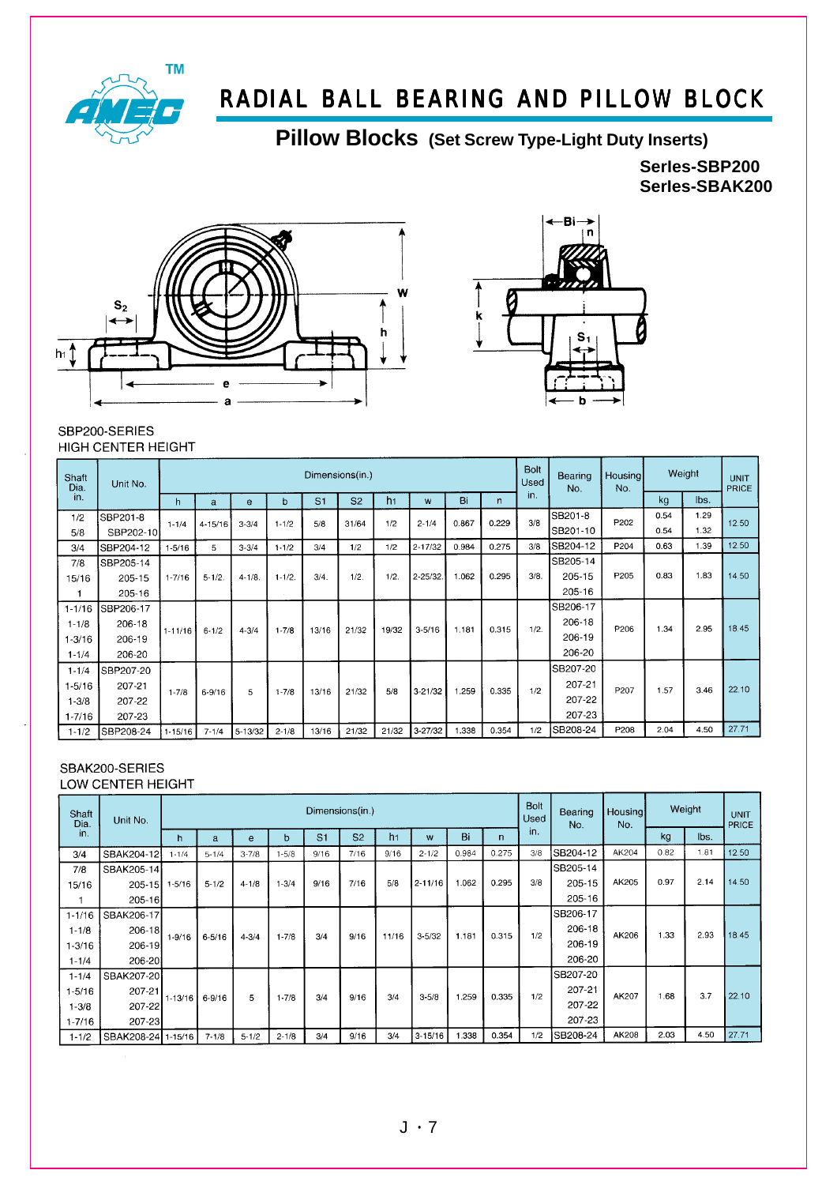# RADIAL BALL BEARING AND PILLOW BLOCK

## Pillow Blocks (Set Screw Type-Light Duty Inserts)

**Serles-SBP200**
**Serles-SBAK200**

SBP200-SERIES
HIGH CENTER HEIGHT

| Shaft Dia. in. | Unit No. | Dimensions(in.) | | | | | | | | | | Bolt Used in. | Bearing No. | Housing No. | Weight | | UNIT PRICE |
|---|---|---|---|---|---|---|---|---|---|---|---|---|---|---|---|---|---|
| | | h | a | e | b | S1 | S2 | h1 | w | Bi | n | | | | kg | lbs. | |
| 1/2 | SBP201-8 | 1-1/4 | 4-15/16 | 3-3/4 | 1-1/2 | 5/8 | 31/64 | 1/2 | 2-1/4 | 0.867 | 0.229 | 3/8 | SB201-8 | P202 | 0.54 | 1.29 | 12.50 |
| 5/8 | SBP202-10 | | | | | | | | | | | | SB201-10 | | 0.54 | 1.32 | |
| 3/4 | SBP204-12 | 1-5/16 | 5 | 3-3/4 | 1-1/2 | 3/4 | 1/2 | 1/2 | 2-17/32 | 0.984 | 0.275 | 3/8 | SB204-12 | P204 | 0.63 | 1.39 | 12.50 |
| 7/8 | SBP205-14 | 1-7/16 | 5-1/2. | 4-1/8. | 1-1/2. | 3/4. | 1/2. | 1/2. | 2-25/32. | 1.062 | 0.295 | 3/8. | SB205-14 | P205 | 0.83 | 1.83 | 14.50 |
| 15/16 | 205-15 | | | | | | | | | | | | 205-15 | | | | |
| 1 | 205-16 | | | | | | | | | | | | 205-16 | | | | |
| 1-1/16 | SBP206-17 | 1-11/16 | 6-1/2 | 4-3/4 | 1-7/8 | 13/16 | 21/32 | 19/32 | 3-5/16 | 1.181 | 0.315 | 1/2. | SB206-17 | P206 | 1.34 | 2.95 | 18.45 |
| 1-1/8 | 206-18 | | | | | | | | | | | | 206-18 | | | | |
| 1-3/16 | 206-19 | | | | | | | | | | | | 206-19 | | | | |
| 1-1/4 | 206-20 | | | | | | | | | | | | 206-20 | | | | |
| 1-1/4 | SBP207-20 | 1-7/8 | 6-9/16 | 5 | 1-7/8 | 13/16 | 21/32 | 5/8 | 3-21/32 | 1.259 | 0.335 | 1/2 | SB207-20 | P207 | 1.57 | 3.46 | 22.10 |
| 1-5/16 | 207-21 | | | | | | | | | | | | 207-21 | | | | |
| 1-3/8 | 207-22 | | | | | | | | | | | | 207-22 | | | | |
| 1-7/16 | 207-23 | | | | | | | | | | | | 207-23 | | | | |
| 1-1/2 | SBP208-24 | 1-15/16 | 7-1/4 | 5-13/32 | 2-1/8 | 13/16 | 21/32 | 21/32 | 3-27/32 | 1.338 | 0.354 | 1/2 | SB208-24 | P208 | 2.04 | 4.50 | 27.71 |

SBAK200-SERIES
LOW CENTER HEIGHT

| Shaft Dia. in. | Unit No. | Dimensions(in.) | | | | | | | | | | Bolt Used in. | Bearing No. | Housing No. | Weight | | UNIT PRICE |
|---|---|---|---|---|---|---|---|---|---|---|---|---|---|---|---|---|---|
| | | h | a | e | b | S1 | S2 | h1 | w | Bi | n | | | | kg | lbs. | |
| 3/4 | SBAK204-12 | 1-1/4 | 5-1/4 | 3-7/8 | 1-5/8 | 9/16 | 7/16 | 9/16 | 2-1/2 | 0.984 | 0.275 | 3/8 | SB204-12 | AK204 | 0.82 | 1.81 | 12.50 |
| 7/8 | SBAK205-14 | 1-5/16 | 5-1/2 | 4-1/8 | 1-3/4 | 9/16 | 7/16 | 5/8 | 2-11/16 | 1.062 | 0.295 | 3/8 | SB205-14 | AK205 | 0.97 | 2.14 | 14.50 |
| 15/16 | 205-15 | | | | | | | | | | | | 205-15 | | | | |
| 1 | 205-16 | | | | | | | | | | | | 205-16 | | | | |
| 1-1/16 | SBAK206-17 | 1-9/16 | 6-5/16 | 4-3/4 | 1-7/8 | 3/4 | 9/16 | 11/16 | 3-5/32 | 1.181 | 0.315 | 1/2 | SB206-17 | AK206 | 1.33 | 2.93 | 18.45 |
| 1-1/8 | 206-18 | | | | | | | | | | | | 206-18 | | | | |
| 1-3/16 | 206-19 | | | | | | | | | | | | 206-19 | | | | |
| 1-1/4 | 206-20 | | | | | | | | | | | | 206-20 | | | | |
| 1-1/4 | SBAK207-20 | 1-13/16 | 6-9/16 | 5 | 1-7/8 | 3/4 | 9/16 | 3/4 | 3-5/8 | 1.259 | 0.335 | 1/2 | SB207-20 | AK207 | 1.68 | 3.7 | 22.10 |
| 1-5/16 | 207-21 | | | | | | | | | | | | 207-21 | | | | |
| 1-3/8 | 207-22 | | | | | | | | | | | | 207-22 | | | | |
| 1-7/16 | 207-23 | | | | | | | | | | | | 207-23 | | | | |
| 1-1/2 | SBAK208-24 | 1-15/16 | 7-1/8 | 5-1/2 | 2-1/8 | 3/4 | 9/16 | 3/4 | 3-15/16 | 1.338 | 0.354 | 1/2 | SB208-24 | AK208 | 2.03 | 4.50 | 27.71 |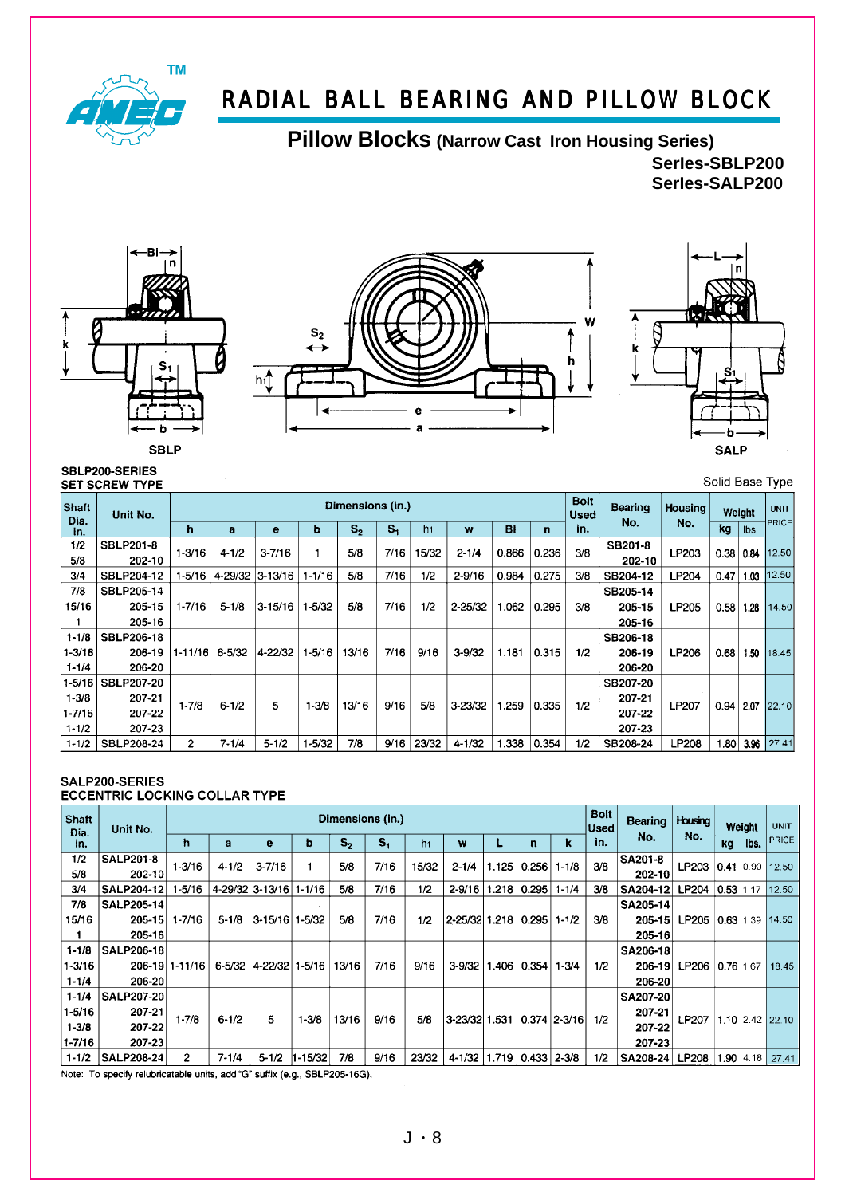# RADIAL BALL BEARING AND PILLOW BLOCK

## Pillow Blocks (Narrow Cast Iron Housing Series)

**Serles-SBLP200**
**Serles-SALP200**

SBLP SALP

### SBLP200-SERIES
### SET SCREW TYPE

Solid Base Type

| Shaft Dia. in. | Unit No. | Dimensions (in.) | | | | | | | | | | Bolt Used in. | Bearing No. | Housing No. | Weight | | UNIT PRICE |
|---|---|---|---|---|---|---|---|---|---|---|---|---|---|---|---|---|---|
| | | h | a | e | b | $S_2$ | $S_1$ | h1 | w | Bi | n | | | | kg | lbs. | |
| 1/2<br>5/8 | SBLP201-8<br>202-10 | 1-3/16 | 4-1/2 | 3-7/16 | 1 | 5/8 | 7/16 | 15/32 | 2-1/4 | 0.866 | 0.236 | 3/8 | SB201-8<br>202-10 | LP203 | 0.38 | 0.84 | 12.50 |
| 3/4 | SBLP204-12 | 1-5/16 | 4-29/32 | 3-13/16 | 1-1/16 | 5/8 | 7/16 | 1/2 | 2-9/16 | 0.984 | 0.275 | 3/8 | SB204-12 | LP204 | 0.47 | 1.03 | 12.50 |
| 7/8<br>15/16<br>1 | SBLP205-14<br>205-15<br>205-16 | 1-7/16 | 5-1/8 | 3-15/16 | 1-5/32 | 5/8 | 7/16 | 1/2 | 2-25/32 | 1.062 | 0.295 | 3/8 | SB205-14<br>205-15<br>205-16 | LP205 | 0.58 | 1.28 | 14.50 |
| 1-1/8<br>1-3/16<br>1-1/4 | SBLP206-18<br>206-19<br>206-20 | 1-11/16 | 6-5/32 | 4-22/32 | 1-5/16 | 13/16 | 7/16 | 9/16 | 3-9/32 | 1.181 | 0.315 | 1/2 | SB206-18<br>206-19<br>206-20 | LP206 | 0.68 | 1.50 | 18.45 |
| 1-5/16<br>1-3/8<br>1-7/16<br>1-1/2 | SBLP207-20<br>207-21<br>207-22<br>207-23 | 1-7/8 | 6-1/2 | 5 | 1-3/8 | 13/16 | 9/16 | 5/8 | 3-23/32 | 1.259 | 0.335 | 1/2 | SB207-20<br>207-21<br>207-22<br>207-23 | LP207 | 0.94 | 2.07 | 22.10 |
| 1-1/2 | SBLP208-24 | 2 | 7-1/4 | 5-1/2 | 1-5/32 | 7/8 | 9/16 | 23/32 | 4-1/32 | 1.338 | 0.354 | 1/2 | SB208-24 | LP208 | 1.80 | 3.96 | 27.41 |

### SALP200-SERIES
### ECCENTRIC LOCKING COLLAR TYPE

| Shaft Dia. in. | Unit No. | Dimensions (in.) | | | | | | | | | | | Bolt Used in. | Bearing No. | Housing No. | Weight | | UNIT PRICE |
|---|---|---|---|---|---|---|---|---|---|---|---|---|---|---|---|---|---|---|
| | | h | a | e | b | $S_2$ | $S_1$ | h1 | w | L | n | k | | | | kg | lbs. | |
| 1/2<br>5/8 | SALP201-8<br>202-10 | 1-3/16 | 4-1/2 | 3-7/16 | 1 | 5/8 | 7/16 | 15/32 | 2-1/4 | 1.125 | 0.256 | 1-1/8 | 3/8 | SA201-8<br>202-10 | LP203 | 0.41 | 0.90 | 12.50 |
| 3/4 | SALP204-12 | 1-5/16 | 4-29/32 | 3-13/16 | 1-1/16 | 5/8 | 7/16 | 1/2 | 2-9/16 | 1.218 | 0.295 | 1-1/4 | 3/8 | SA204-12 | LP204 | 0.53 | 1.17 | 12.50 |
| 7/8<br>15/16<br>1 | SALP205-14<br>205-15<br>205-16 | 1-7/16 | 5-1/8 | 3-15/16 | 1-5/32 | 5/8 | 7/16 | 1/2 | 2-25/32 | 1.218 | 0.295 | 1-1/2 | 3/8 | SA205-14<br>205-15<br>205-16 | LP205 | 0.63 | 1.39 | 14.50 |
| 1-1/8<br>1-3/16<br>1-1/4 | SALP206-18<br>206-19<br>206-20 | 1-11/16 | 6-5/32 | 4-22/32 | 1-5/16 | 13/16 | 7/16 | 9/16 | 3-9/32 | 1.406 | 0.354 | 1-3/4 | 1/2 | SA206-18<br>206-19<br>206-20 | LP206 | 0.76 | 1.67 | 18.45 |
| 1-1/4<br>1-5/16<br>1-3/8<br>1-7/16 | SALP207-20<br>207-21<br>207-22<br>207-23 | 1-7/8 | 6-1/2 | 5 | 1-3/8 | 13/16 | 9/16 | 5/8 | 3-23/32 | 1.531 | 0.374 | 2-3/16 | 1/2 | SA207-20<br>207-21<br>207-22<br>207-23 | LP207 | 1.10 | 2.42 | 22.10 |
| 1-1/2 | SALP208-24 | 2 | 7-1/4 | 5-1/2 | 1-15/32 | 7/8 | 9/16 | 23/32 | 4-1/32 | 1.719 | 0.433 | 2-3/8 | 1/2 | SA208-24 | LP208 | 1.90 | 4.18 | 27.41 |

Note: To specify relubricatable units, add "G" suffix (e.g., SBLP205-16G).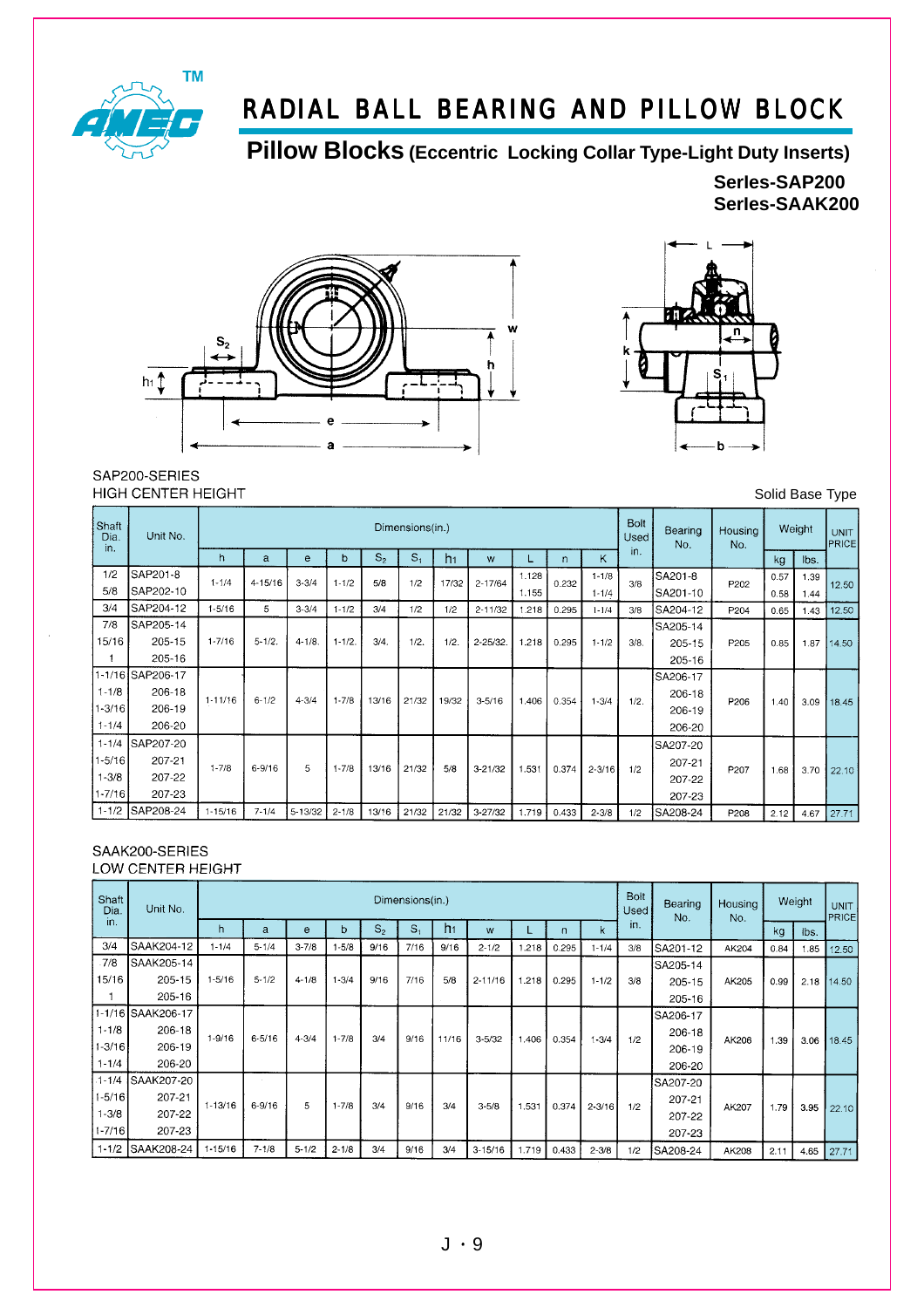# RADIAL BALL BEARING AND PILLOW BLOCK

## Pillow Blocks (Eccentric Locking Collar Type-Light Duty Inserts)

**Serles-SAP200**
**Serles-SAAK200**

SAP200-SERIES
HIGH CENTER HEIGHT

Solid Base Type

| Shaft Dia. in. | Unit No. | Dimensions(in.) | | | | | | | | | | | Bolt Used in. | Bearing No. | Housing No. | Weight | | UNIT PRICE |
|---|---|---|---|---|---|---|---|---|---|---|---|---|---|---|---|---|---|---|
| | | h | a | e | b | $S_2$ | $S_1$ | $h_1$ | w | L | n | K | | | | kg | lbs. | |
| 1/2 | SAP201-8 | 1-1/4 | 4-15/16 | 3-3/4 | 1-1/2 | 5/8 | 1/2 | 17/32 | 2-17/64 | 1.128 | 0.232 | 1-1/8 | 3/8 | SA201-8 | P202 | 0.57 | 1.39 | 12.50 |
| 5/8 | SAP202-10 | | | | | | | | | 1.155 | | 1-1/4 | | SA201-10 | | 0.58 | 1.44 | |
| 3/4 | SAP204-12 | 1-5/16 | 5 | 3-3/4 | 1-1/2 | 3/4 | 1/2 | 1/2 | 2-11/32 | 1.218 | 0.295 | 1-1/4 | 3/8 | SA204-12 | P204 | 0.65 | 1.43 | 12.50 |
| 7/8 | SAP205-14 | 1-7/16 | 5-1/2. | 4-1/8. | 1-1/2. | 3/4. | 1/2. | 1/2. | 2-25/32. | 1.218 | 0.295 | 1-1/2 | 3/8. | SA205-14 | P205 | 0.85 | 1.87 | 14.50 |
| 15/16 | 205-15 | | | | | | | | | | | | | 205-15 | | | | |
| 1 | 205-16 | | | | | | | | | | | | | 205-16 | | | | |
| 1-1/16 | SAP206-17 | 1-11/16 | 6-1/2 | 4-3/4 | 1-7/8 | 13/16 | 21/32 | 19/32 | 3-5/16 | 1.406 | 0.354 | 1-3/4 | 1/2. | SA206-17 | P206 | 1.40 | 3.09 | 18.45 |
| 1-1/8 | 206-18 | | | | | | | | | | | | | 206-18 | | | | |
| 1-3/16 | 206-19 | | | | | | | | | | | | | 206-19 | | | | |
| 1-1/4 | 206-20 | | | | | | | | | | | | | 206-20 | | | | |
| 1-1/4 | SAP207-20 | 1-7/8 | 6-9/16 | 5 | 1-7/8 | 13/16 | 21/32 | 5/8 | 3-21/32 | 1.531 | 0.374 | 2-3/16 | 1/2 | SA207-20 | P207 | 1.68 | 3.70 | 22.10 |
| 1-5/16 | 207-21 | | | | | | | | | | | | | 207-21 | | | | |
| 1-3/8 | 207-22 | | | | | | | | | | | | | 207-22 | | | | |
| 1-7/16 | 207-23 | | | | | | | | | | | | | 207-23 | | | | |
| 1-1/2 | SAP208-24 | 1-15/16 | 7-1/4 | 5-13/32 | 2-1/8 | 13/16 | 21/32 | 21/32 | 3-27/32 | 1.719 | 0.433 | 2-3/8 | 1/2 | SA208-24 | P208 | 2.12 | 4.67 | 27.71 |

SAAK200-SERIES
LOW CENTER HEIGHT

| Shaft Dia. in. | Unit No. | Dimensions(in.) | | | | | | | | | | | Bolt Used in. | Bearing No. | Housing No. | Weight | | UNIT PRICE |
|---|---|---|---|---|---|---|---|---|---|---|---|---|---|---|---|---|---|---|
| | | h | a | e | b | $S_2$ | $S_1$ | $h_1$ | w | L | n | k | | | | kg | lbs. | |
| 3/4 | SAAK204-12 | 1-1/4 | 5-1/4 | 3-7/8 | 1-5/8 | 9/16 | 7/16 | 9/16 | 2-1/2 | 1.218 | 0.295 | 1-1/4 | 3/8 | SA201-12 | AK204 | 0.84 | 1.85 | 12.50 |
| 7/8 | SAAK205-14 | 1-5/16 | 5-1/2 | 4-1/8 | 1-3/4 | 9/16 | 7/16 | 5/8 | 2-11/16 | 1.218 | 0.295 | 1-1/2 | 3/8 | SA205-14 | AK205 | 0.99 | 2.18 | 14.50 |
| 15/16 | 205-15 | | | | | | | | | | | | | 205-15 | | | | |
| 1 | 205-16 | | | | | | | | | | | | | 205-16 | | | | |
| 1-1/16 | SAAK206-17 | 1-9/16 | 6-5/16 | 4-3/4 | 1-7/8 | 3/4 | 9/16 | 11/16 | 3-5/32 | 1.406 | 0.354 | 1-3/4 | 1/2 | SA206-17 | AK206 | 1.39 | 3.06 | 18.45 |
| 1-1/8 | 206-18 | | | | | | | | | | | | | 206-18 | | | | |
| 1-3/16 | 206-19 | | | | | | | | | | | | | 206-19 | | | | |
| 1-1/4 | 206-20 | | | | | | | | | | | | | 206-20 | | | | |
| 1-1/4 | SAAK207-20 | 1-13/16 | 6-9/16 | 5 | 1-7/8 | 3/4 | 9/16 | 3/4 | 3-5/8 | 1.531 | 0.374 | 2-3/16 | 1/2 | SA207-20 | AK207 | 1.79 | 3.95 | 22.10 |
| 1-5/16 | 207-21 | | | | | | | | | | | | | 207-21 | | | | |
| 1-3/8 | 207-22 | | | | | | | | | | | | | 207-22 | | | | |
| 1-7/16 | 207-23 | | | | | | | | | | | | | 207-23 | | | | |
| 1-1/2 | SAAK208-24 | 1-15/16 | 7-1/8 | 5-1/2 | 2-1/8 | 3/4 | 9/16 | 3/4 | 3-15/16 | 1.719 | 0.433 | 2-3/8 | 1/2 | SA208-24 | AK208 | 2.11 | 4.65 | 27.71 |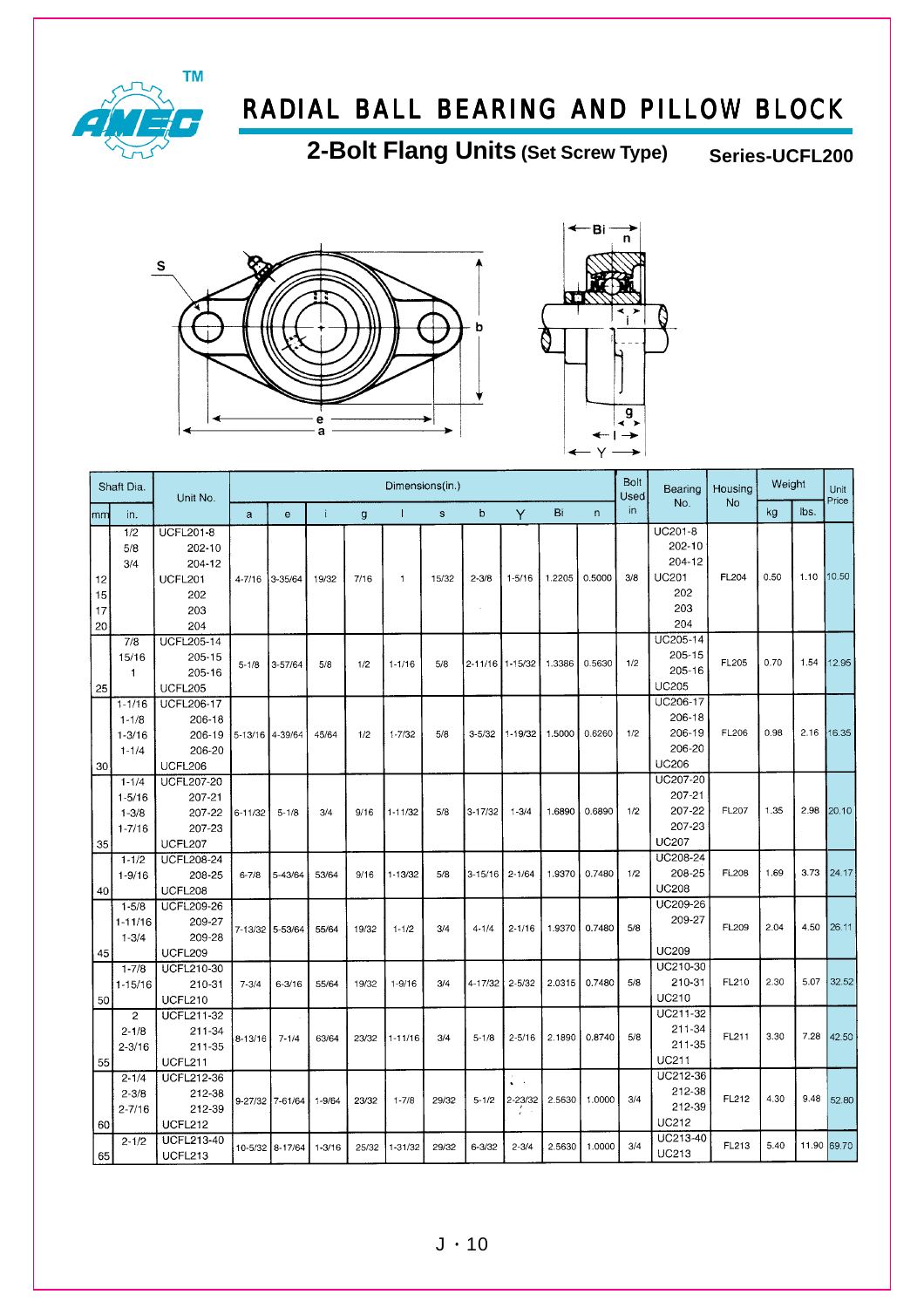# RADIAL BALL BEARING AND PILLOW BLOCK

## 2-Bolt Flang Units (Set Screw Type) Series-UCFL200

| Shaft Dia. mm | Shaft Dia. in. | Unit No. | a | e | i | g | l | s | b | Y | Bi | n | Bolt Used in | Bearing No. | Housing No | Weight kg | Weight lbs. | Unit Price |
|---|---|---|---|---|---|---|---|---|---|---|---|---|---|---|---|---|---|---|
| | 1/2 | UCFL201-8 | 4-7/16 | 3-35/64 | 19/32 | 7/16 | 1 | 15/32 | 2-3/8 | 1-5/16 | 1.2205 | 0.5000 | 3/8 | UC201-8 | FL204 | 0.50 | 1.10 | 10.50 |
| | 5/8 | 202-10 | | | | | | | | | | | | 202-10 | | | | |
| | 3/4 | 204-12 | | | | | | | | | | | | 204-12 | | | | |
| 12 | | UCFL201 | | | | | | | | | | | | UC201 | | | | |
| 15 | | 202 | | | | | | | | | | | | 202 | | | | |
| 17 | | 203 | | | | | | | | | | | | 203 | | | | |
| 20 | | 204 | | | | | | | | | | | | 204 | | | | |
| | 7/8 | UCFL205-14 | 5-1/8 | 3-57/64 | 5/8 | 1/2 | 1-1/16 | 5/8 | 2-11/16 | 1-15/32 | 1.3386 | 0.5630 | 1/2 | UC205-14 | FL205 | 0.70 | 1.54 | 12.95 |
| | 15/16 | 205-15 | | | | | | | | | | | | 205-15 | | | | |
| | 1 | 205-16 | | | | | | | | | | | | 205-16 | | | | |
| 25 | | UCFL205 | | | | | | | | | | | | UC205 | | | | |
| | 1-1/16 | UCFL206-17 | 5-13/16 | 4-39/64 | 45/64 | 1/2 | 1-7/32 | 5/8 | 3-5/32 | 1-19/32 | 1.5000 | 0.6260 | 1/2 | UC206-17 | FL206 | 0.98 | 2.16 | 16.35 |
| | 1-1/8 | 206-18 | | | | | | | | | | | | 206-18 | | | | |
| | 1-3/16 | 206-19 | | | | | | | | | | | | 206-19 | | | | |
| | 1-1/4 | 206-20 | | | | | | | | | | | | 206-20 | | | | |
| 30 | | UCFL206 | | | | | | | | | | | | UC206 | | | | |
| | 1-1/4 | UCFL207-20 | 6-11/32 | 5-1/8 | 3/4 | 9/16 | 1-11/32 | 5/8 | 3-17/32 | 1-3/4 | 1.6890 | 0.6890 | 1/2 | UC207-20 | FL207 | 1.35 | 2.98 | 20.10 |
| | 1-5/16 | 207-21 | | | | | | | | | | | | 207-21 | | | | |
| | 1-3/8 | 207-22 | | | | | | | | | | | | 207-22 | | | | |
| | 1-7/16 | 207-23 | | | | | | | | | | | | 207-23 | | | | |
| 35 | | UCFL207 | | | | | | | | | | | | UC207 | | | | |
| | 1-1/2 | UCFL208-24 | 6-7/8 | 5-43/64 | 53/64 | 9/16 | 1-13/32 | 5/8 | 3-15/16 | 2-1/64 | 1.9370 | 0.7480 | 1/2 | UC208-24 | FL208 | 1.69 | 3.73 | 24.17 |
| | 1-9/16 | 208-25 | | | | | | | | | | | | 208-25 | | | | |
| 40 | | UCFL208 | | | | | | | | | | | | UC208 | | | | |
| | 1-5/8 | UCFL209-26 | 7-13/32 | 5-53/64 | 55/64 | 19/32 | 1-1/2 | 3/4 | 4-1/4 | 2-1/16 | 1.9370 | 0.7480 | 5/8 | UC209-26 | FL209 | 2.04 | 4.50 | 26.11 |
| | 1-11/16 | 209-27 | | | | | | | | | | | | 209-27 | | | | |
| | 1-3/4 | 209-28 | | | | | | | | | | | | | | | | |
| 45 | | UCFL209 | | | | | | | | | | | | UC209 | | | | |
| | 1-7/8 | UCFL210-30 | 7-3/4 | 6-3/16 | 55/64 | 19/32 | 1-9/16 | 3/4 | 4-17/32 | 2-5/32 | 2.0315 | 0.7480 | 5/8 | UC210-30 | FL210 | 2.30 | 5.07 | 32.52 |
| | 1-15/16 | 210-31 | | | | | | | | | | | | 210-31 | | | | |
| 50 | | UCFL210 | | | | | | | | | | | | UC210 | | | | |
| | 2 | UCFL211-32 | 8-13/16 | 7-1/4 | 63/64 | 23/32 | 1-11/16 | 3/4 | 5-1/8 | 2-5/16 | 2.1890 | 0.8740 | 5/8 | UC211-32 | FL211 | 3.30 | 7.28 | 42.50 |
| | 2-1/8 | 211-34 | | | | | | | | | | | | 211-34 | | | | |
| | 2-3/16 | 211-35 | | | | | | | | | | | | 211-35 | | | | |
| 55 | | UCFL211 | | | | | | | | | | | | UC211 | | | | |
| | 2-1/4 | UCFL212-36 | 9-27/32 | 7-61/64 | 1-9/64 | 23/32 | 1-7/8 | 29/32 | 5-1/2 | 2-23/32 | 2.5630 | 1.0000 | 3/4 | UC212-36 | FL212 | 4.30 | 9.48 | 52.80 |
| | 2-3/8 | 212-38 | | | | | | | | | | | | 212-38 | | | | |
| | 2-7/16 | 212-39 | | | | | | | | | | | | 212-39 | | | | |
| 60 | | UCFL212 | | | | | | | | | | | | UC212 | | | | |
| | 2-1/2 | UCFL213-40 | 10-5/32 | 8-17/64 | 1-3/16 | 25/32 | 1-31/32 | 29/32 | 6-3/32 | 2-3/4 | 2.5630 | 1.0000 | 3/4 | UC213-40 | FL213 | 5.40 | 11.90 | 69.70 |
| 65 | | UCFL213 | | | | | | | | | | | | UC213 | | | | |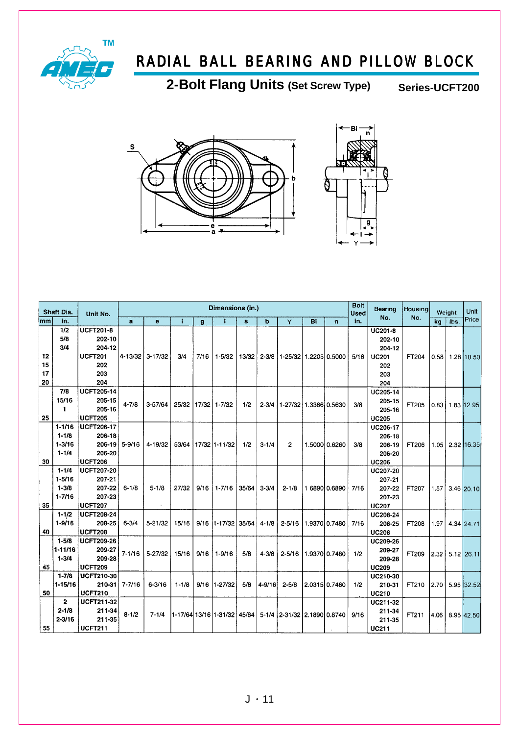# RADIAL BALL BEARING AND PILLOW BLOCK

## 2-Bolt Flang Units (Set Screw Type)

**Series-UCFT200**

| Shaft Dia. | | Unit No. | Dimensions (In.) | | | | | | | | | | Bolt Used | Bearing No. | Housing No. | Weight | | Unit Price |
|---|---|---|---|---|---|---|---|---|---|---|---|---|---|---|---|---|---|---|
| mm | in. | | a | e | i | g | l | s | b | Y | Bl | n | in. | | | kg | lbs. | |
| <br><br><br>12<br>15<br>17<br>20 | 1/2<br>5/8<br>3/4 | UCFT201-8<br>202-10<br>204-12<br>UCFT201<br>202<br>203<br>204 | 4-13/32 | 3-17/32 | 3/4 | 7/16 | 1-5/32 | 13/32 | 2-3/8 | 1-25/32 | 1.2205 | 0.5000 | 5/16 | UC201-8<br>202-10<br>204-12<br>UC201<br>202<br>203<br>204 | FT204 | 0.58 | 1.28 | 10.50 |
| <br><br><br>25 | 7/8<br>15/16<br>1 | UCFT205-14<br>205-15<br>205-16<br>UCFT205 | 4-7/8 | 3-57/64 | 25/32 | 17/32 | 1-7/32 | 1/2 | 2-3/4 | 1-27/32 | 1.3386 | 0.5630 | 3/8 | UC205-14<br>205-15<br>205-16<br>UC205 | FT205 | 0.83 | 1.83 | 12.95 |
| <br><br><br><br>30 | 1-1/16<br>1-1/8<br>1-3/16<br>1-1/4 | UCFT206-17<br>206-18<br>206-19<br>206-20<br>UCFT206 | 5-9/16 | 4-19/32 | 53/64 | 17/32 | 1-11/32 | 1/2 | 3-1/4 | 2 | 1.5000 | 0.6260 | 3/8 | UC206-17<br>206-18<br>206-19<br>206-20<br>UC206 | FT206 | 1.05 | 2.32 | 16.35 |
| <br><br><br><br>35 | 1-1/4<br>1-5/16<br>1-3/8<br>1-7/16 | UCFT207-20<br>207-21<br>207-22<br>207-23<br>UCFT207 | 6-1/8 | 5-1/8 | 27/32 | 9/16 | 1-7/16 | 35/64 | 3-3/4 | 2-1/8 | 1.6890 | 0.6890 | 7/16 | UC207-20<br>207-21<br>207-22<br>207-23<br>UC207 | FT207 | 1.57 | 3.46 | 20.10 |
| <br><br>40 | 1-1/2<br>1-9/16 | UCFT208-24<br>208-25<br>UCFT208 | 6-3/4 | 5-21/32 | 15/16 | 9/16 | 1-17/32 | 35/64 | 4-1/8 | 2-5/16 | 1.9370 | 0.7480 | 7/16 | UC208-24<br>208-25<br>UC208 | FT208 | 1.97 | 4.34 | 24.71 |
| <br><br><br>45 | 1-5/8<br>1-11/16<br>1-3/4 | UCFT209-26<br>209-27<br>209-28<br>UCFT209 | 7-1/16 | 5-27/32 | 15/16 | 9/16 | 1-9/16 | 5/8 | 4-3/8 | 2-5/16 | 1.9370 | 0.7480 | 1/2 | UC209-26<br>209-27<br>209-28<br>UC209 | FT209 | 2.32 | 5.12 | 26.11 |
| <br><br>50 | 1-7/8<br>1-15/16 | UCFT210-30<br>210-31<br>UCFT210 | 7-7/16 | 6-3/16 | 1-1/8 | 9/16 | 1-27/32 | 5/8 | 4-9/16 | 2-5/8 | 2.0315 | 0.7480 | 1/2 | UC210-30<br>210-31<br>UC210 | FT210 | 2.70 | 5.95 | 32.52 |
| <br><br><br>55 | 2<br>2-1/8<br>2-3/16 | UCFT211-32<br>211-34<br>211-35<br>UCFT211 | 8-1/2 | 7-1/4 | 1-17/64 | 13/16 | 1-31/32 | 45/64 | 5-1/4 | 2-31/32 | 2.1890 | 0.8740 | 9/16 | UC211-32<br>211-34<br>211-35<br>UC211 | FT211 | 4.06 | 8.95 | 42.50 |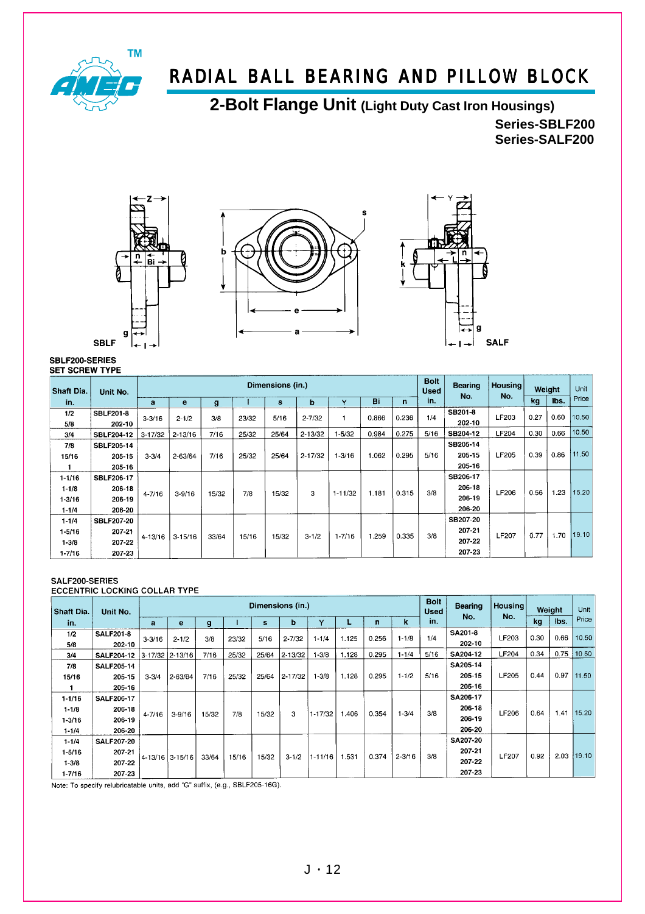# RADIAL BALL BEARING AND PILLOW BLOCK

## 2-Bolt Flange Unit (Light Duty Cast Iron Housings)

**Series-SBLF200**
**Series-SALF200**

SBLF    SALF

**SBLF200-SERIES**
**SET SCREW TYPE**

| Shaft Dia. in. | Unit No. | Dimensions (in.) | | | | | | | | | Bolt Used in. | Bearing No. | Housing No. | Weight | | Unit Price |
|---|---|---|---|---|---|---|---|---|---|---|---|---|---|---|---|---|
| | | a | e | g | l | s | b | Y | Bi | n | | | | kg | lbs. | |
| 1/2<br>5/8 | SBLF201-8<br>202-10 | 3-3/16 | 2-1/2 | 3/8 | 23/32 | 5/16 | 2-7/32 | 1 | 0.866 | 0.236 | 1/4 | SB201-8<br>202-10 | LF203 | 0.27 | 0.60 | 10.50 |
| 3/4 | SBLF204-12 | 3-17/32 | 2-13/16 | 7/16 | 25/32 | 25/64 | 2-13/32 | 1-5/32 | 0.984 | 0.275 | 5/16 | SB204-12 | LF204 | 0.30 | 0.66 | 10.50 |
| 7/8<br>15/16<br>1 | SBLF205-14<br>205-15<br>205-16 | 3-3/4 | 2-63/64 | 7/16 | 25/32 | 25/64 | 2-17/32 | 1-3/16 | 1.062 | 0.295 | 5/16 | SB205-14<br>205-15<br>205-16 | LF205 | 0.39 | 0.86 | 11.50 |
| 1-1/16<br>1-1/8<br>1-3/16<br>1-1/4 | SBLF206-17<br>206-18<br>206-19<br>206-20 | 4-7/16 | 3-9/16 | 15/32 | 7/8 | 15/32 | 3 | 1-11/32 | 1.181 | 0.315 | 3/8 | SB206-17<br>206-18<br>206-19<br>206-20 | LF206 | 0.56 | 1.23 | 15.20 |
| 1-1/4<br>1-5/16<br>1-3/8<br>1-7/16 | SBLF207-20<br>207-21<br>207-22<br>207-23 | 4-13/16 | 3-15/16 | 33/64 | 15/16 | 15/32 | 3-1/2 | 1-7/16 | 1.259 | 0.335 | 3/8 | SB207-20<br>207-21<br>207-22<br>207-23 | LF207 | 0.77 | 1.70 | 19.10 |

**SALF200-SERIES**
**ECCENTRIC LOCKING COLLAR TYPE**

| Shaft Dia. in. | Unit No. | Dimensions (in.) | | | | | | | | | | Bolt Used in. | Bearing No. | Housing No. | Weight | | Unit Price |
|---|---|---|---|---|---|---|---|---|---|---|---|---|---|---|---|---|---|
| | | a | e | g | l | s | b | Y | L | n | k | | | | kg | lbs. | |
| 1/2<br>5/8 | SALF201-8<br>202-10 | 3-3/16 | 2-1/2 | 3/8 | 23/32 | 5/16 | 2-7/32 | 1-1/4 | 1.125 | 0.256 | 1-1/8 | 1/4 | SA201-8<br>202-10 | LF203 | 0.30 | 0.66 | 10.50 |
| 3/4 | SALF204-12 | 3-17/32 | 2-13/16 | 7/16 | 25/32 | 25/64 | 2-13/32 | 1-3/8 | 1.128 | 0.295 | 1-1/4 | 5/16 | SA204-12 | LF204 | 0.34 | 0.75 | 10.50 |
| 7/8<br>15/16<br>1 | SALF205-14<br>205-15<br>205-16 | 3-3/4 | 2-63/64 | 7/16 | 25/32 | 25/64 | 2-17/32 | 1-3/8 | 1.128 | 0.295 | 1-1/2 | 5/16 | SA205-14<br>205-15<br>205-16 | LF205 | 0.44 | 0.97 | 11.50 |
| 1-1/16<br>1-1/8<br>1-3/16<br>1-1/4 | SALF206-17<br>206-18<br>206-19<br>206-20 | 4-7/16 | 3-9/16 | 15/32 | 7/8 | 15/32 | 3 | 1-17/32 | 1.406 | 0.354 | 1-3/4 | 3/8 | SA206-17<br>206-18<br>206-19<br>206-20 | LF206 | 0.64 | 1.41 | 15.20 |
| 1-1/4<br>1-5/16<br>1-3/8<br>1-7/16 | SALF207-20<br>207-21<br>207-22<br>207-23 | 4-13/16 | 3-15/16 | 33/64 | 15/16 | 15/32 | 3-1/2 | 1-11/16 | 1.531 | 0.374 | 2-3/16 | 3/8 | SA207-20<br>207-21<br>207-22<br>207-23 | LF207 | 0.92 | 2.03 | 19.10 |

Note: To specify relubricatable units, add "G" suffix, (e.g., SBLF205-16G).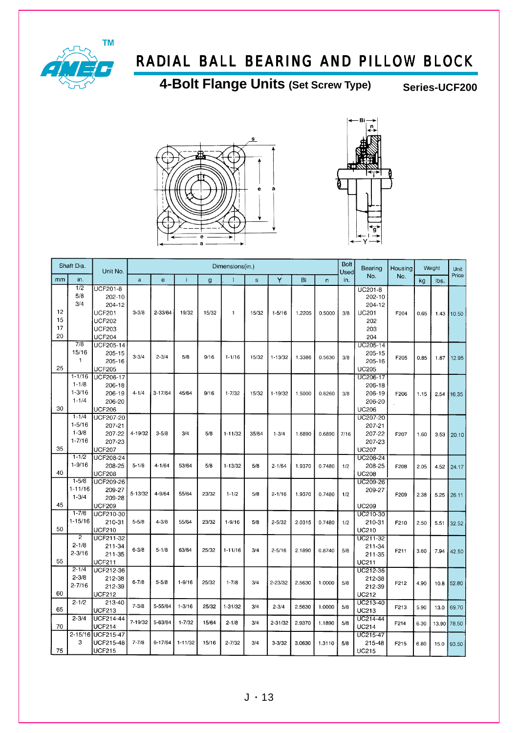# RADIAL BALL BEARING AND PILLOW BLOCK

## 4-Bolt Flange Units (Set Screw Type)

**Series-UCF200**

| Shaft Dia. mm | Shaft Dia. in. | Unit No. | a | e | i | g | l | s | Y | Bi | n | Bolt Used in. | Bearing No. | Housing No. | Weight kg | Weight lbs. | Unit Price |
|---|---|---|---|---|---|---|---|---|---|---|---|---|---|---|---|---|---|
| 12<br>15<br>17<br>20 | 1/2<br>5/8<br>3/4 | UCF201-8<br>202-10<br>204-12<br>UCF201<br>UCF202<br>UCF203<br>UCF204 | 3-3/8 | 2-33/64 | 19/32 | 15/32 | 1 | 15/32 | 1-5/16 | 1.2205 | 0.5000 | 3/8 | UC201-8<br>202-10<br>204-12<br>UC201<br>202<br>203<br>204 | F204 | 0.65 | 1.43 | 10.50 |
| 25 | 7/8<br>15/16<br>1 | UCF205-14<br>205-15<br>205-16<br>UCF205 | 3-3/4 | 2-3/4 | 5/8 | 9/16 | 1-1/16 | 15/32 | 1-13/32 | 1.3386 | 0.5630 | 3/8 | UC205-14<br>205-15<br>205-16<br>UC205 | F205 | 0.85 | 1.87 | 12.95 |
| 30 | 1-1/16<br>1-1/8<br>1-3/16<br>1-1/4 | UCF206-17<br>206-18<br>206-19<br>206-20<br>UCF206 | 4-1/4 | 3-17/64 | 45/64 | 9/16 | 1-7/32 | 15/32 | 1-19/32 | 1.5000 | 0.6260 | 3/8 | UC206-17<br>206-18<br>206-19<br>206-20<br>UC206 | F206 | 1.15 | 2.54 | 16.35 |
| 35 | 1-1/4<br>1-5/16<br>1-3/8<br>1-7/16 | UCF207-20<br>207-21<br>207-22<br>207-23<br>UCF207 | 4-19/32 | 3-5/8 | 3/4 | 5/8 | 1-11/32 | 35/64 | 1-3/4 | 1.6890 | 0.6890 | 7/16 | UC207-20<br>207-21<br>207-22<br>207-23<br>UC207 | F207 | 1.60 | 3.53 | 20.10 |
| 40 | 1-1/2<br>1-9/16 | UCF208-24<br>208-25<br>UCF208 | 5-1/8 | 4-1/64 | 53/64 | 5/8 | 1-13/32 | 5/8 | 2-1/64 | 1.9370 | 0.7480 | 1/2 | UC208-24<br>208-25<br>UC208 | F208 | 2.05 | 4.52 | 24.17 |
| 45 | 1-5/8<br>1-11/16<br>1-3/4 | UCF209-26<br>209-27<br>209-28<br>UCF209 | 5-13/32 | 4-9/64 | 55/64 | 23/32 | 1-1/2 | 5/8 | 2-1/16 | 1.9370 | 0.7480 | 1/2 | UC209-26<br>209-27<br>UC209 | F209 | 2.38 | 5.25 | 26.11 |
| 50 | 1-7/8<br>1-15/16 | UCF210-30<br>210-31<br>UCF210 | 5-5/8 | 4-3/8 | 55/64 | 23/32 | 1-9/16 | 5/8 | 2-5/32 | 2.0315 | 0.7480 | 1/2 | UC210-30<br>210-31<br>UC210 | F210 | 2.50 | 5.51 | 32.52 |
| 55 | 2<br>2-1/8<br>2-3/16 | UCF211-32<br>211-34<br>211-35<br>UCF211 | 6-3/8 | 5-1/8 | 63/64 | 25/32 | 1-11/16 | 3/4 | 2-5/16 | 2.1890 | 0.8740 | 5/8 | UC211-32<br>211-34<br>211-35<br>UC211 | F211 | 3.60 | 7.94 | 42.50 |
| 60 | 2-1/4<br>2-3/8<br>2-7/16 | UCF212-36<br>212-38<br>212-39<br>UCF212 | 6-7/8 | 5-5/8 | 1-9/16 | 25/32 | 1-7/8 | 3/4 | 2-23/32 | 2.5630 | 1.0000 | 5/8 | UC212-36<br>212-38<br>212-39<br>UC212 | F212 | 4.90 | 10.8 | 52.80 |
| 65 | 2-1/2 | 213-40<br>UCF213 | 7-3/8 | 5-55/64 | 1-3/16 | 25/32 | 1-31/32 | 3/4 | 2-3/4 | 2.5630 | 1.0000 | 5/8 | UC213-40<br>UC213 | F213 | 5.90 | 13.0 | 69.70 |
| 70 | 2-3/4 | UCF214-44<br>UCF214 | 7-19/32 | 5-63/64 | 1-7/32 | 15/64 | 2-1/8 | 3/4 | 2-31/32 | 2.9370 | 1.1890 | 5/8 | UC214-44<br>UC214 | F214 | 6.30 | 13.90 | 78.50 |
| 75 | 2-15/16<br>3 | UCF215-47<br>UCF215-48<br>UCF215 | 7-7/8 | 6-17/64 | 1-11/32 | 15/16 | 2-7/32 | 3/4 | 3-3/32 | 3.0630 | 1.3110 | 5/8 | UC215-47<br>215-48<br>UC215 | F215 | 6.80 | 15.0 | 93.50 |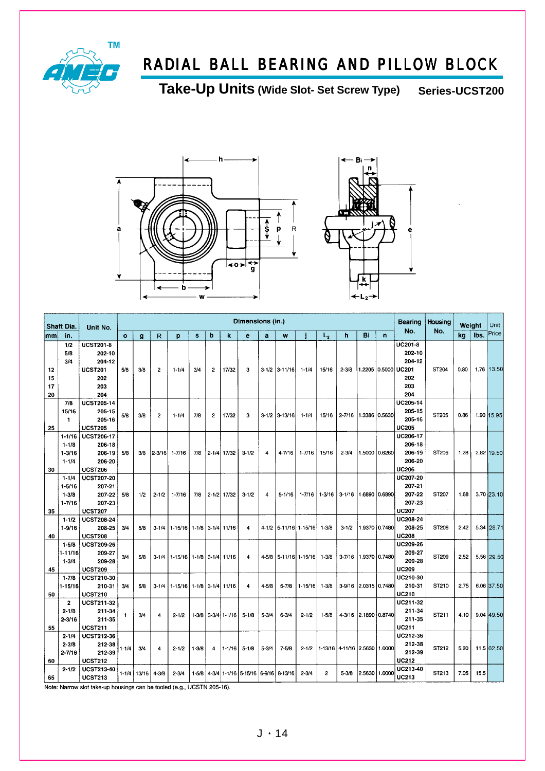# RADIAL BALL BEARING AND PILLOW BLOCK

## Take-Up Units (Wide Slot- Set Screw Type) Series-UCST200

h
Bi
n
a
S
p
R
e
j
o
g
b
w
k
$L_2$

| Shaft Dia. mm | Shaft Dia. in. | Unit No. | o | g | R | p | s | b | k | e | a | w | j | $L_2$ | h | Bi | n | Bearing No. | Housing No. | Weight kg | Weight lbs. | Unit Price |
|---|---|---|---|---|---|---|---|---|---|---|---|---|---|---|---|---|---|---|---|---|---|---|
| | 1/2 | UCST201-8 | 5/8 | 3/8 | 2 | 1-1/4 | 3/4 | 2 | 17/32 | 3 | 3-1/2 | 3-11/16 | 1-1/4 | 15/16 | 2-3/8 | 1.2205 | 0.5000 | UC201-8 | ST204 | 0.80 | 1.76 | 13.50 |
| | 5/8 | 202-10 | | | | | | | | | | | | | | | | 202-10 | | | | |
| | 3/4 | 204-12 | | | | | | | | | | | | | | | | 204-12 | | | | |
| 12 | | UCST201 | | | | | | | | | | | | | | | | UC201 | | | | |
| 15 | | 202 | | | | | | | | | | | | | | | | 202 | | | | |
| 17 | | 203 | | | | | | | | | | | | | | | | 203 | | | | |
| 20 | | 204 | | | | | | | | | | | | | | | | 204 | | | | |
| | 7/8 | UCST205-14 | 5/8 | 3/8 | 2 | 1-1/4 | 7/8 | 2 | 17/32 | 3 | 3-1/2 | 3-13/16 | 1-1/4 | 15/16 | 2-7/16 | 1.3386 | 0.5630 | UC205-14 | ST205 | 0.86 | 1.90 | 15.95 |
| | 15/16 | 205-15 | | | | | | | | | | | | | | | | 205-15 | | | | |
| | 1 | 205-16 | | | | | | | | | | | | | | | | 205-16 | | | | |
| 25 | | UCST205 | | | | | | | | | | | | | | | | UC205 | | | | |
| | 1-1/16 | UCST206-17 | 5/8 | 3/8 | 2-3/16 | 1-7/16 | 7/8 | 2-1/4 | 17/32 | 3-1/2 | 4 | 4-7/16 | 1-7/16 | 15/16 | 2-3/4 | 1.5000 | 0.6260 | UC206-17 | ST206 | 1.28 | 2.82 | 19.50 |
| | 1-1/8 | 206-18 | | | | | | | | | | | | | | | | 206-18 | | | | |
| | 1-3/16 | 206-19 | | | | | | | | | | | | | | | | 206-19 | | | | |
| | 1-1/4 | 206-20 | | | | | | | | | | | | | | | | 206-20 | | | | |
| 30 | | UCST206 | | | | | | | | | | | | | | | | UC206 | | | | |
| | 1-1/4 | UCST207-20 | 5/8 | 1/2 | 2-1/2 | 1-7/16 | 7/8 | 2-1/2 | 17/32 | 3-1/2 | 4 | 5-1/16 | 1-7/16 | 1-3/16 | 3-1/16 | 1.6890 | 0.6890 | UC207-20 | ST207 | 1.68 | 3.70 | 23.10 |
| | 1-5/16 | 207-21 | | | | | | | | | | | | | | | | 207-21 | | | | |
| | 1-3/8 | 207-22 | | | | | | | | | | | | | | | | 207-22 | | | | |
| | 1-7/16 | 207-23 | | | | | | | | | | | | | | | | 207-23 | | | | |
| 35 | | UCST207 | | | | | | | | | | | | | | | | UC207 | | | | |
| | 1-1/2 | UCST208-24 | 3/4 | 5/8 | 3-1/4 | 1-15/16 | 1-1/8 | 3-1/4 | 11/16 | 4 | 4-1/2 | 5-11/16 | 1-15/16 | 1-3/8 | 3-1/2 | 1.9370 | 0.7480 | UC208-24 | ST208 | 2.42 | 5.34 | 28.71 |
| | 1-9/16 | 208-25 | | | | | | | | | | | | | | | | 208-25 | | | | |
| 40 | | UCST208 | | | | | | | | | | | | | | | | UC208 | | | | |
| | 1-5/8 | UCST209-26 | 3/4 | 5/8 | 3-1/4 | 1-15/16 | 1-1/8 | 3-1/4 | 11/16 | 4 | 4-5/8 | 5-11/16 | 1-15/16 | 1-3/8 | 3-7/16 | 1.9370 | 0.7480 | UC209-26 | ST209 | 2.52 | 5.56 | 29.50 |
| | 1-11/16 | 209-27 | | | | | | | | | | | | | | | | 209-27 | | | | |
| | 1-3/4 | 209-28 | | | | | | | | | | | | | | | | 209-28 | | | | |
| 45 | | UCST209 | | | | | | | | | | | | | | | | UC209 | | | | |
| | 1-7/8 | UCST210-30 | 3/4 | 5/8 | 3-1/4 | 1-15/16 | 1-1/8 | 3-1/4 | 11/16 | 4 | 4-5/8 | 5-7/8 | 1-15/16 | 1-3/8 | 3-9/16 | 2.0315 | 0.7480 | UC210-30 | ST210 | 2.75 | 6.06 | 37.50 |
| | 1-15/16 | 210-31 | | | | | | | | | | | | | | | | 210-31 | | | | |
| 50 | | UCST210 | | | | | | | | | | | | | | | | UC210 | | | | |
| | 2 | UCST211-32 | 1 | 3/4 | 4 | 2-1/2 | 1-3/8 | 3-3/4 | 1-1/16 | 5-1/8 | 5-3/4 | 6-3/4 | 2-1/2 | 1-5/8 | 4-3/16 | 2.1890 | 0.8740 | UC211-32 | ST211 | 4.10 | 9.04 | 49.50 |
| | 2-1/8 | 211-34 | | | | | | | | | | | | | | | | 211-34 | | | | |
| | 2-3/16 | 211-35 | | | | | | | | | | | | | | | | 211-35 | | | | |
| 55 | | UCST211 | | | | | | | | | | | | | | | | UC211 | | | | |
| | 2-1/4 | UCST212-36 | 1-1/4 | 3/4 | 4 | 2-1/2 | 1-3/8 | 4 | 1-1/16 | 5-1/8 | 5-3/4 | 7-5/8 | 2-1/2 | 1-13/16 | 4-11/16 | 2.5630 | 1.0000 | UC212-36 | ST212 | 5.20 | 11.5 | 62.50 |
| | 2-3/8 | 212-38 | | | | | | | | | | | | | | | | 212-38 | | | | |
| | 2-7/16 | 212-39 | | | | | | | | | | | | | | | | 212-39 | | | | |
| 60 | | UCST212 | | | | | | | | | | | | | | | | UC212 | | | | |
| | 2-1/2 | UCST213-40 | 1-1/4 | 13/16 | 4-3/8 | 2-3/4 | 1-5/8 | 4-3/4 | 1-1/16 | 5-15/16 | 6-9/16 | 8-13/16 | 2-3/4 | 2 | 5-3/8 | 2.5630 | 1.0000 | UC213-40 | ST213 | 7.05 | 15.5 | |
| 65 | | UCST213 | | | | | | | | | | | | | | | | UC213 | | | | |

Note: Narrow slot take-up housings can be tooled (e.g., UCSTN 205-16).